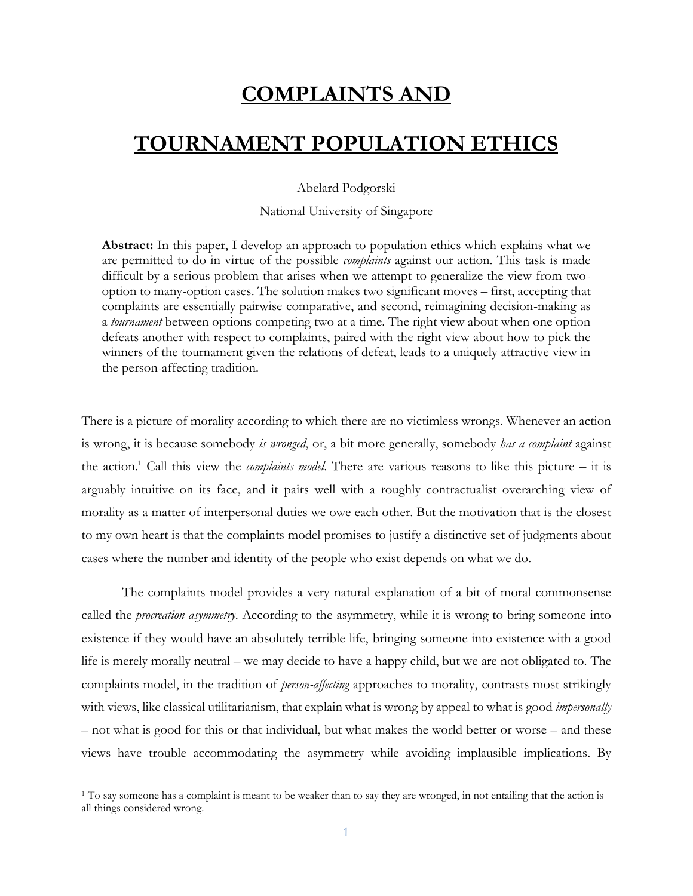# COMPLAINTS AND TOURNAMENT POPULATION ETHICS

Abelard Podgorski

National University of Singapore

**Abstract:** In this paper, I develop an approach to population ethics which explains what we are permitted to do in virtue of the possible *complaints* against our action. This task is made difficult by a serious problem that arises when we attempt to generalize the view from two-option to many-option cases. The solution makes two significant moves – first, accepting that complaints are essentially pairwise comparative, and second, reimagining decision-making as a *tournament* between options competing two at a time. The right view about when one option defeats another with respect to complaints, paired with the right view about how to pick the winners of the tournament given the relations of defeat, leads to a uniquely attractive view in the person-affecting tradition.

There is a picture of morality according to which there are no victimless wrongs. Whenever an action is wrong, it is because somebody *is wronged*, or, a bit more generally, somebody *has a complaint* against the action.[1] Call this view the *complaints model*. There are various reasons to like this picture – it is arguably intuitive on its face, and it pairs well with a roughly contractualist overarching view of morality as a matter of interpersonal duties we owe each other. But the motivation that is the closest to my own heart is that the complaints model promises to justify a distinctive set of judgments about cases where the number and identity of the people who exist depends on what we do.

The complaints model provides a very natural explanation of a bit of moral commonsense called the *procreation asymmetry*. According to the asymmetry, while it is wrong to bring someone into existence if they would have an absolutely terrible life, bringing someone into existence with a good life is merely morally neutral – we may decide to have a happy child, but we are not obligated to. The complaints model, in the tradition of *person-affecting* approaches to morality, contrasts most strikingly with views, like classical utilitarianism, that explain what is wrong by appeal to what is good *impersonally* – not what is good for this or that individual, but what makes the world better or worse – and these views have trouble accommodating the asymmetry while avoiding implausible implications. By

[1] To say someone has a complaint is meant to be weaker than to say they are wronged, in not entailing that the action is all things considered wrong.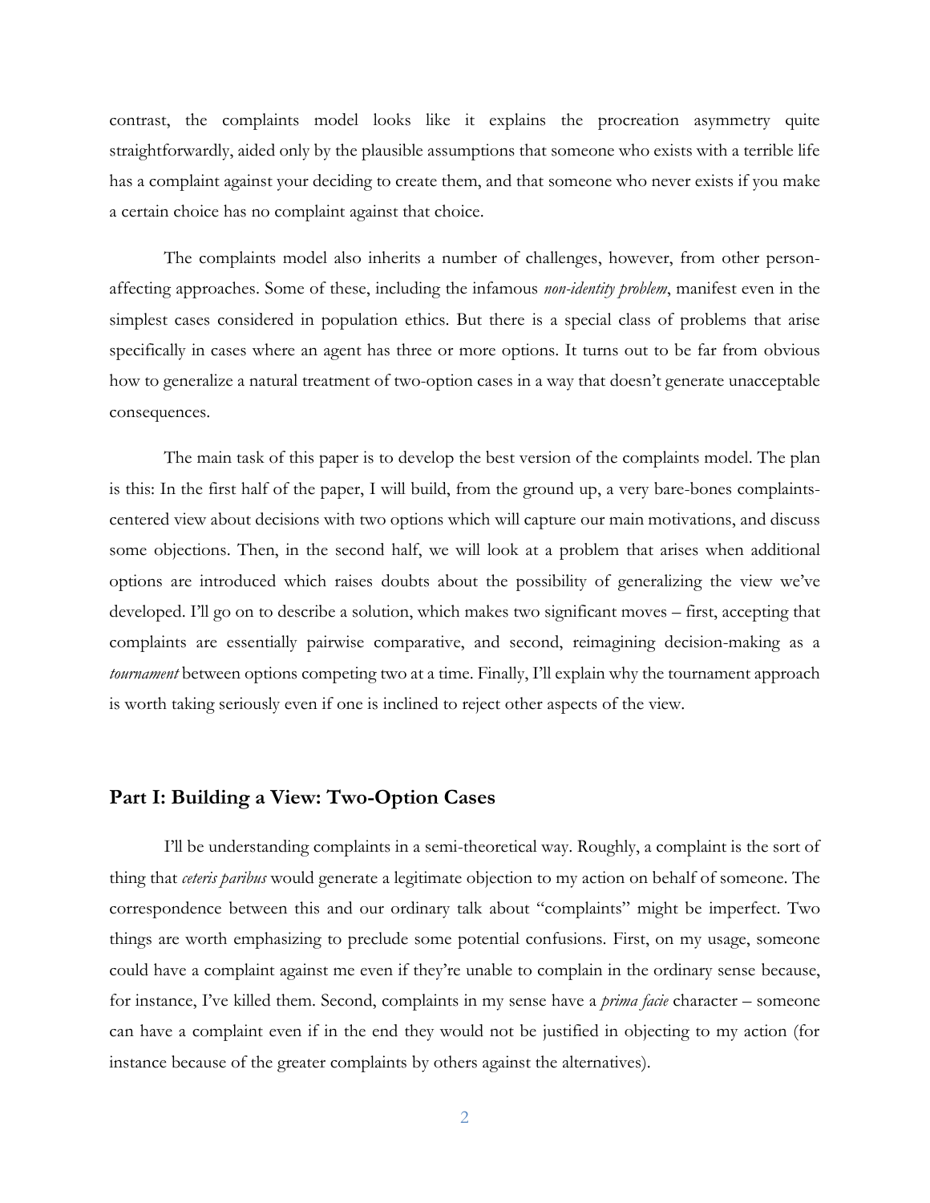contrast, the complaints model looks like it explains the procreation asymmetry quite straightforwardly, aided only by the plausible assumptions that someone who exists with a terrible life has a complaint against your deciding to create them, and that someone who never exists if you make a certain choice has no complaint against that choice.

The complaints model also inherits a number of challenges, however, from other person-affecting approaches. Some of these, including the infamous *non-identity problem*, manifest even in the simplest cases considered in population ethics. But there is a special class of problems that arise specifically in cases where an agent has three or more options. It turns out to be far from obvious how to generalize a natural treatment of two-option cases in a way that doesn't generate unacceptable consequences.

The main task of this paper is to develop the best version of the complaints model. The plan is this: In the first half of the paper, I will build, from the ground up, a very bare-bones complaints-centered view about decisions with two options which will capture our main motivations, and discuss some objections. Then, in the second half, we will look at a problem that arises when additional options are introduced which raises doubts about the possibility of generalizing the view we've developed. I'll go on to describe a solution, which makes two significant moves – first, accepting that complaints are essentially pairwise comparative, and second, reimagining decision-making as a *tournament* between options competing two at a time. Finally, I'll explain why the tournament approach is worth taking seriously even if one is inclined to reject other aspects of the view.

## Part I: Building a View: Two-Option Cases

I'll be understanding complaints in a semi-theoretical way. Roughly, a complaint is the sort of thing that *ceteris paribus* would generate a legitimate objection to my action on behalf of someone. The correspondence between this and our ordinary talk about "complaints" might be imperfect. Two things are worth emphasizing to preclude some potential confusions. First, on my usage, someone could have a complaint against me even if they're unable to complain in the ordinary sense because, for instance, I've killed them. Second, complaints in my sense have a *prima facie* character – someone can have a complaint even if in the end they would not be justified in objecting to my action (for instance because of the greater complaints by others against the alternatives).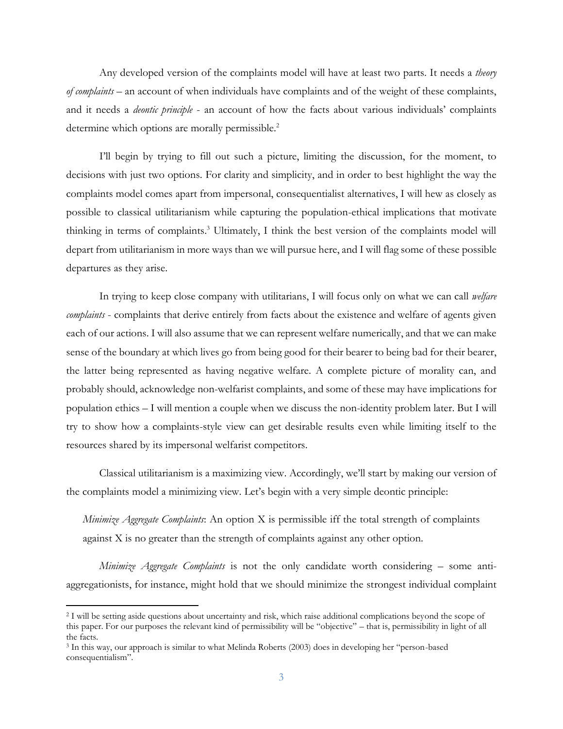Any developed version of the complaints model will have at least two parts. It needs a *theory of complaints* – an account of when individuals have complaints and of the weight of these complaints, and it needs a *deontic principle* - an account of how the facts about various individuals' complaints determine which options are morally permissible.[2]

I'll begin by trying to fill out such a picture, limiting the discussion, for the moment, to decisions with just two options. For clarity and simplicity, and in order to best highlight the way the complaints model comes apart from impersonal, consequentialist alternatives, I will hew as closely as possible to classical utilitarianism while capturing the population-ethical implications that motivate thinking in terms of complaints.[3] Ultimately, I think the best version of the complaints model will depart from utilitarianism in more ways than we will pursue here, and I will flag some of these possible departures as they arise.

In trying to keep close company with utilitarians, I will focus only on what we can call *welfare complaints* - complaints that derive entirely from facts about the existence and welfare of agents given each of our actions. I will also assume that we can represent welfare numerically, and that we can make sense of the boundary at which lives go from being good for their bearer to being bad for their bearer, the latter being represented as having negative welfare. A complete picture of morality can, and probably should, acknowledge non-welfarist complaints, and some of these may have implications for population ethics – I will mention a couple when we discuss the non-identity problem later. But I will try to show how a complaints-style view can get desirable results even while limiting itself to the resources shared by its impersonal welfarist competitors.

Classical utilitarianism is a maximizing view. Accordingly, we'll start by making our version of the complaints model a minimizing view. Let's begin with a very simple deontic principle:

> *Minimize Aggregate Complaints*: An option X is permissible iff the total strength of complaints against X is no greater than the strength of complaints against any other option.

*Minimize Aggregate Complaints* is not the only candidate worth considering – some anti-aggregationists, for instance, might hold that we should minimize the strongest individual complaint

---

[2] I will be setting aside questions about uncertainty and risk, which raise additional complications beyond the scope of this paper. For our purposes the relevant kind of permissibility will be "objective" – that is, permissibility in light of all the facts.

[3] In this way, our approach is similar to what Melinda Roberts (2003) does in developing her "person-based consequentialism".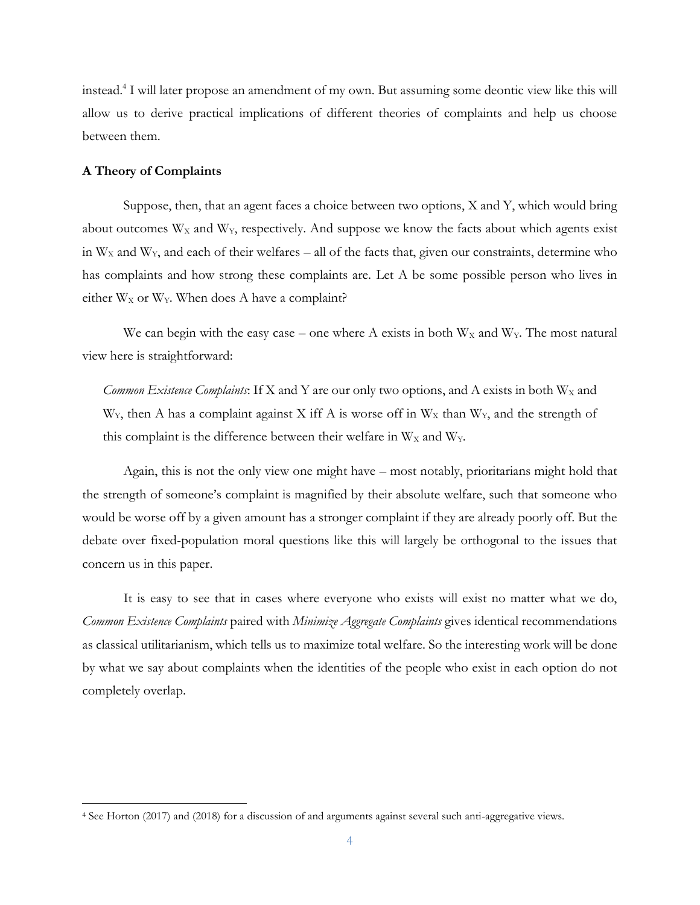instead.[4] I will later propose an amendment of my own. But assuming some deontic view like this will allow us to derive practical implications of different theories of complaints and help us choose between them.

**A Theory of Complaints**

Suppose, then, that an agent faces a choice between two options, X and Y, which would bring about outcomes $W_X$ and $W_Y$, respectively. And suppose we know the facts about which agents exist in $W_X$ and $W_Y$, and each of their welfares – all of the facts that, given our constraints, determine who has complaints and how strong these complaints are. Let A be some possible person who lives in either $W_X$ or $W_Y$. When does A have a complaint?

We can begin with the easy case – one where A exists in both $W_X$ and $W_Y$. The most natural view here is straightforward:

> *Common Existence Complaints*: If X and Y are our only two options, and A exists in both $W_X$ and $W_Y$, then A has a complaint against X iff A is worse off in $W_X$ than $W_Y$, and the strength of this complaint is the difference between their welfare in $W_X$ and $W_Y$.

Again, this is not the only view one might have – most notably, prioritarians might hold that the strength of someone's complaint is magnified by their absolute welfare, such that someone who would be worse off by a given amount has a stronger complaint if they are already poorly off. But the debate over fixed-population moral questions like this will largely be orthogonal to the issues that concern us in this paper.

It is easy to see that in cases where everyone who exists will exist no matter what we do, *Common Existence Complaints* paired with *Minimize Aggregate Complaints* gives identical recommendations as classical utilitarianism, which tells us to maximize total welfare. So the interesting work will be done by what we say about complaints when the identities of the people who exist in each option do not completely overlap.

---

[4] See Horton (2017) and (2018) for a discussion of and arguments against several such anti-aggregative views.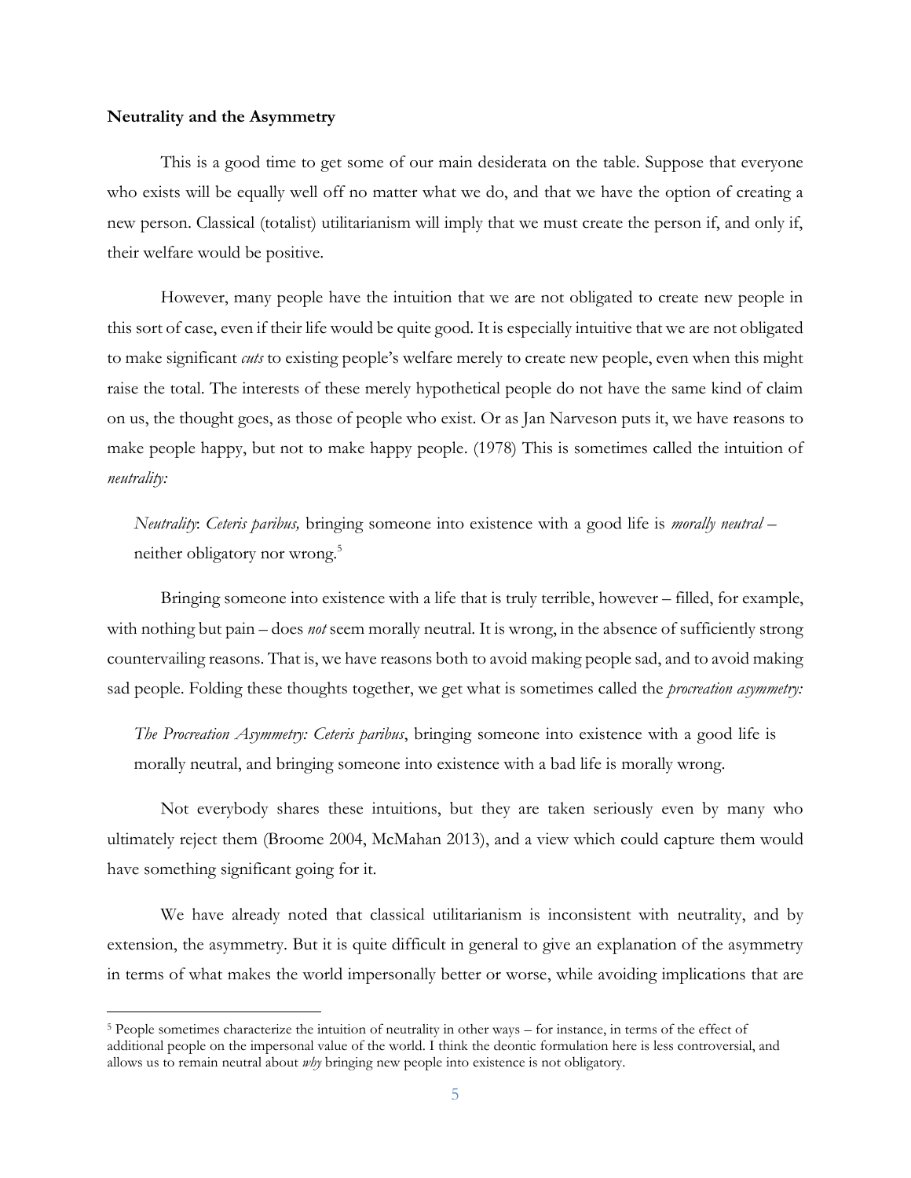**Neutrality and the Asymmetry**

This is a good time to get some of our main desiderata on the table. Suppose that everyone who exists will be equally well off no matter what we do, and that we have the option of creating a new person. Classical (totalist) utilitarianism will imply that we must create the person if, and only if, their welfare would be positive.

However, many people have the intuition that we are not obligated to create new people in this sort of case, even if their life would be quite good. It is especially intuitive that we are not obligated to make significant *cuts* to existing people's welfare merely to create new people, even when this might raise the total. The interests of these merely hypothetical people do not have the same kind of claim on us, the thought goes, as those of people who exist. Or as Jan Narveson puts it, we have reasons to make people happy, but not to make happy people. (1978) This is sometimes called the intuition of *neutrality:*

> *Neutrality*: *Ceteris paribus,* bringing someone into existence with a good life is *morally neutral* – neither obligatory nor wrong.[5]

Bringing someone into existence with a life that is truly terrible, however – filled, for example, with nothing but pain – does *not* seem morally neutral. It is wrong, in the absence of sufficiently strong countervailing reasons. That is, we have reasons both to avoid making people sad, and to avoid making sad people. Folding these thoughts together, we get what is sometimes called the *procreation asymmetry:*

> *The Procreation Asymmetry: Ceteris paribus*, bringing someone into existence with a good life is morally neutral, and bringing someone into existence with a bad life is morally wrong.

Not everybody shares these intuitions, but they are taken seriously even by many who ultimately reject them (Broome 2004, McMahan 2013), and a view which could capture them would have something significant going for it.

We have already noted that classical utilitarianism is inconsistent with neutrality, and by extension, the asymmetry. But it is quite difficult in general to give an explanation of the asymmetry in terms of what makes the world impersonally better or worse, while avoiding implications that are

---

[5] People sometimes characterize the intuition of neutrality in other ways – for instance, in terms of the effect of additional people on the impersonal value of the world. I think the deontic formulation here is less controversial, and allows us to remain neutral about *why* bringing new people into existence is not obligatory.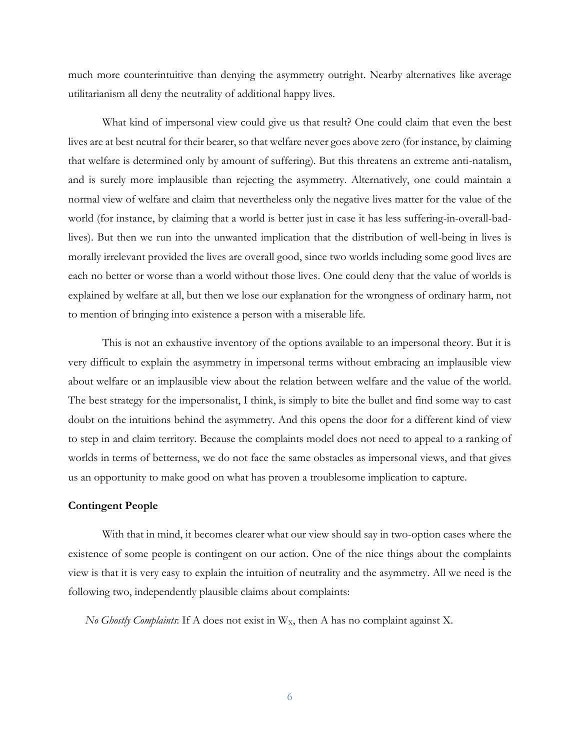much more counterintuitive than denying the asymmetry outright. Nearby alternatives like average utilitarianism all deny the neutrality of additional happy lives.

What kind of impersonal view could give us that result? One could claim that even the best lives are at best neutral for their bearer, so that welfare never goes above zero (for instance, by claiming that welfare is determined only by amount of suffering). But this threatens an extreme anti-natalism, and is surely more implausible than rejecting the asymmetry. Alternatively, one could maintain a normal view of welfare and claim that nevertheless only the negative lives matter for the value of the world (for instance, by claiming that a world is better just in case it has less suffering-in-overall-bad-lives). But then we run into the unwanted implication that the distribution of well-being in lives is morally irrelevant provided the lives are overall good, since two worlds including some good lives are each no better or worse than a world without those lives. One could deny that the value of worlds is explained by welfare at all, but then we lose our explanation for the wrongness of ordinary harm, not to mention of bringing into existence a person with a miserable life.

This is not an exhaustive inventory of the options available to an impersonal theory. But it is very difficult to explain the asymmetry in impersonal terms without embracing an implausible view about welfare or an implausible view about the relation between welfare and the value of the world. The best strategy for the impersonalist, I think, is simply to bite the bullet and find some way to cast doubt on the intuitions behind the asymmetry. And this opens the door for a different kind of view to step in and claim territory. Because the complaints model does not need to appeal to a ranking of worlds in terms of betterness, we do not face the same obstacles as impersonal views, and that gives us an opportunity to make good on what has proven a troublesome implication to capture.

**Contingent People**

With that in mind, it becomes clearer what our view should say in two-option cases where the existence of some people is contingent on our action. One of the nice things about the complaints view is that it is very easy to explain the intuition of neutrality and the asymmetry. All we need is the following two, independently plausible claims about complaints:

*No Ghostly Complaints*: If A does not exist in $W_X$, then A has no complaint against X.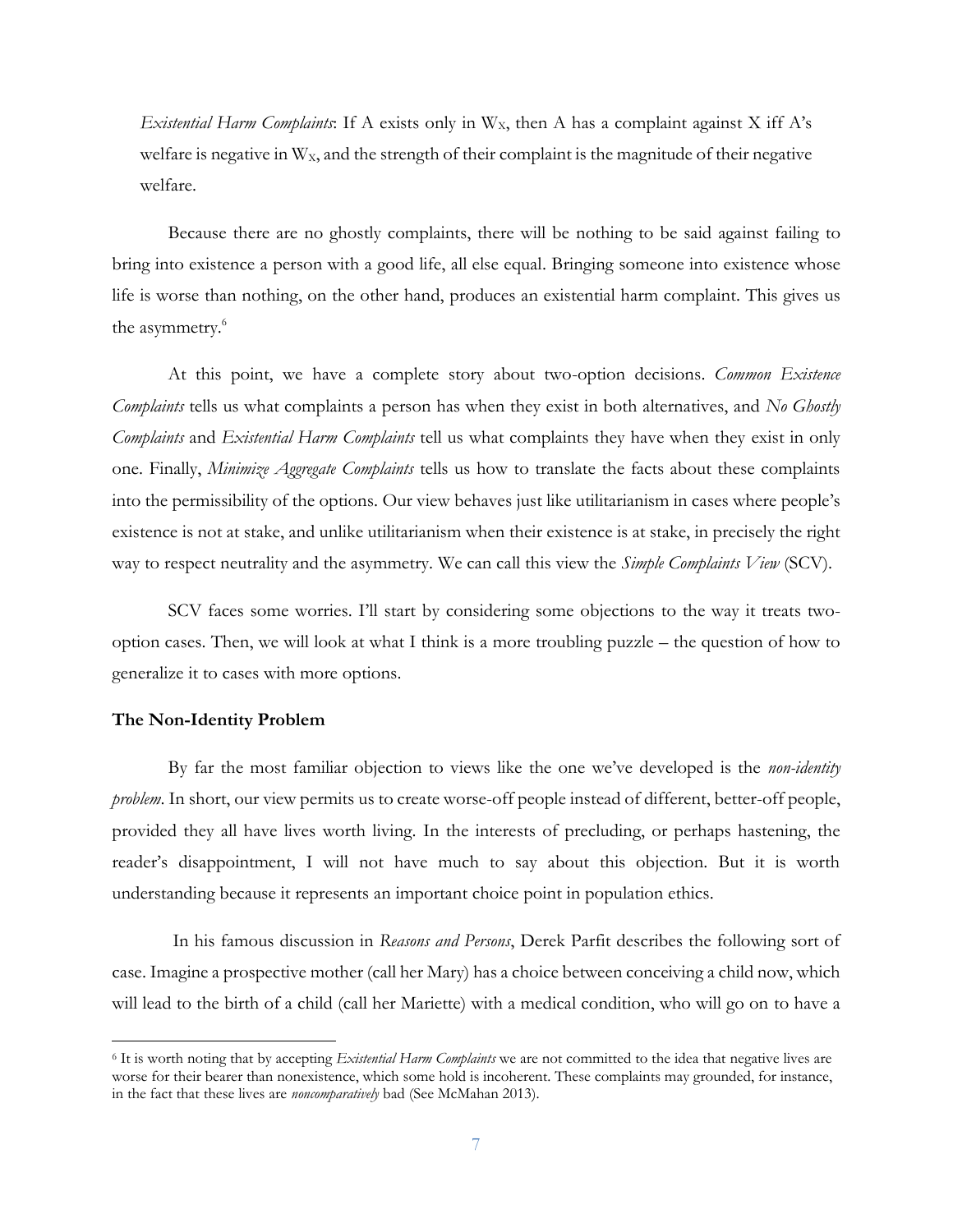*Existential Harm Complaints*: If A exists only in $W_X$, then A has a complaint against X iff A's welfare is negative in $W_X$, and the strength of their complaint is the magnitude of their negative welfare.

Because there are no ghostly complaints, there will be nothing to be said against failing to bring into existence a person with a good life, all else equal. Bringing someone into existence whose life is worse than nothing, on the other hand, produces an existential harm complaint. This gives us the asymmetry.[6]

At this point, we have a complete story about two-option decisions. *Common Existence Complaints* tells us what complaints a person has when they exist in both alternatives, and *No Ghostly Complaints* and *Existential Harm Complaints* tell us what complaints they have when they exist in only one. Finally, *Minimize Aggregate Complaints* tells us how to translate the facts about these complaints into the permissibility of the options. Our view behaves just like utilitarianism in cases where people's existence is not at stake, and unlike utilitarianism when their existence is at stake, in precisely the right way to respect neutrality and the asymmetry. We can call this view the *Simple Complaints View* (SCV).

SCV faces some worries. I'll start by considering some objections to the way it treats two-option cases. Then, we will look at what I think is a more troubling puzzle – the question of how to generalize it to cases with more options.

**The Non-Identity Problem**

By far the most familiar objection to views like the one we've developed is the *non-identity problem*. In short, our view permits us to create worse-off people instead of different, better-off people, provided they all have lives worth living. In the interests of precluding, or perhaps hastening, the reader's disappointment, I will not have much to say about this objection. But it is worth understanding because it represents an important choice point in population ethics.

In his famous discussion in *Reasons and Persons*, Derek Parfit describes the following sort of case. Imagine a prospective mother (call her Mary) has a choice between conceiving a child now, which will lead to the birth of a child (call her Mariette) with a medical condition, who will go on to have a

[6] It is worth noting that by accepting *Existential Harm Complaints* we are not committed to the idea that negative lives are worse for their bearer than nonexistence, which some hold is incoherent. These complaints may grounded, for instance, in the fact that these lives are *noncomparatively* bad (See McMahan 2013).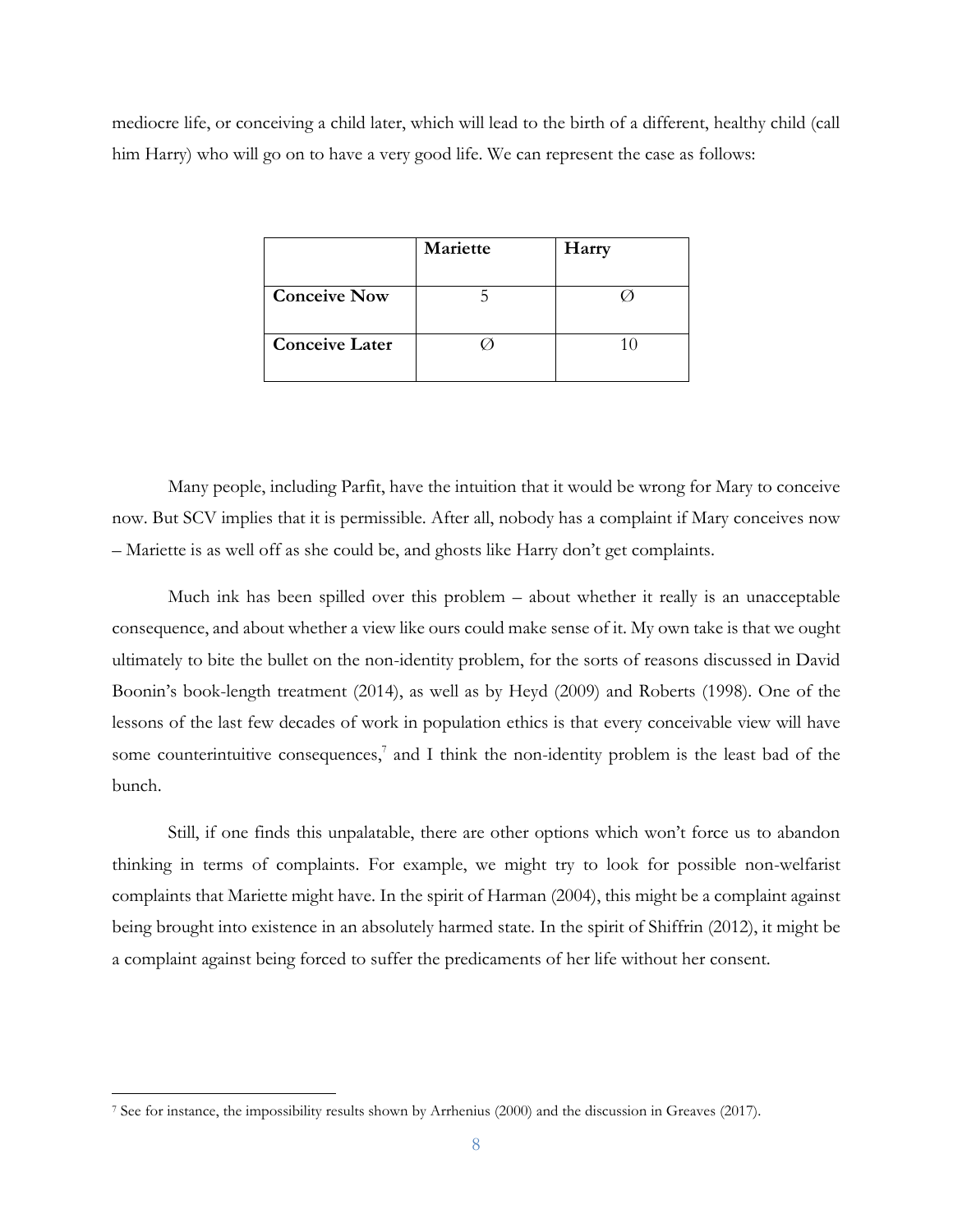mediocre life, or conceiving a child later, which will lead to the birth of a different, healthy child (call him Harry) who will go on to have a very good life. We can represent the case as follows:

| | **Mariette** | **Harry** |
|---|---|---|
| **Conceive Now** | 5 | Ø |
| **Conceive Later** | Ø | 10 |

Many people, including Parfit, have the intuition that it would be wrong for Mary to conceive now. But SCV implies that it is permissible. After all, nobody has a complaint if Mary conceives now – Mariette is as well off as she could be, and ghosts like Harry don't get complaints.

Much ink has been spilled over this problem – about whether it really is an unacceptable consequence, and about whether a view like ours could make sense of it. My own take is that we ought ultimately to bite the bullet on the non-identity problem, for the sorts of reasons discussed in David Boonin's book-length treatment (2014), as well as by Heyd (2009) and Roberts (1998). One of the lessons of the last few decades of work in population ethics is that every conceivable view will have some counterintuitive consequences,[7] and I think the non-identity problem is the least bad of the bunch.

Still, if one finds this unpalatable, there are other options which won't force us to abandon thinking in terms of complaints. For example, we might try to look for possible non-welfarist complaints that Mariette might have. In the spirit of Harman (2004), this might be a complaint against being brought into existence in an absolutely harmed state. In the spirit of Shiffrin (2012), it might be a complaint against being forced to suffer the predicaments of her life without her consent.

[7] See for instance, the impossibility results shown by Arrhenius (2000) and the discussion in Greaves (2017).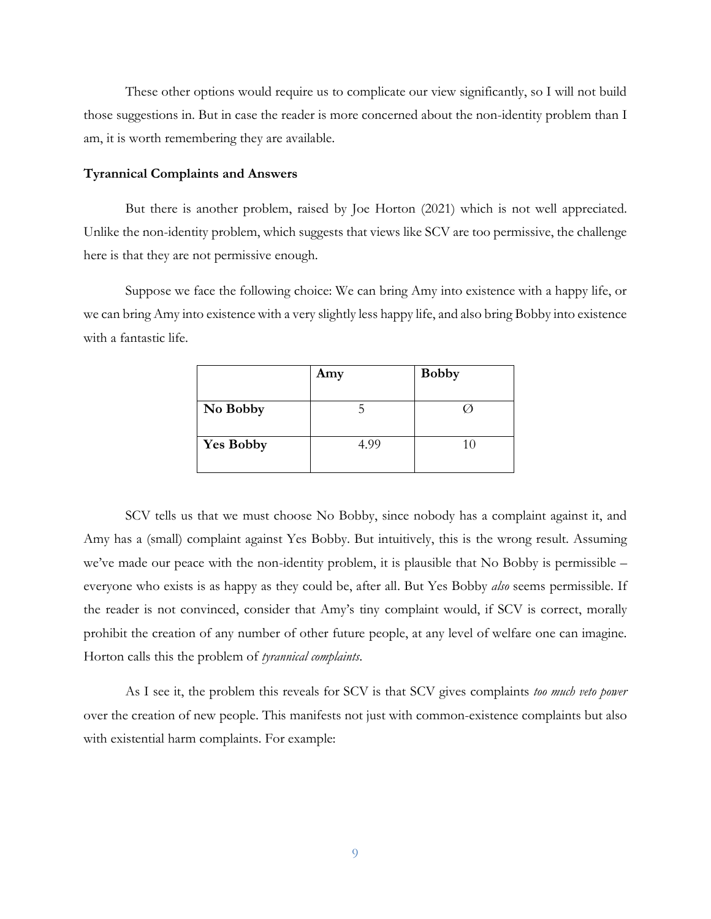These other options would require us to complicate our view significantly, so I will not build those suggestions in. But in case the reader is more concerned about the non-identity problem than I am, it is worth remembering they are available.

**Tyrannical Complaints and Answers**

But there is another problem, raised by Joe Horton (2021) which is not well appreciated. Unlike the non-identity problem, which suggests that views like SCV are too permissive, the challenge here is that they are not permissive enough.

Suppose we face the following choice: We can bring Amy into existence with a happy life, or we can bring Amy into existence with a very slightly less happy life, and also bring Bobby into existence with a fantastic life.

| | **Amy** | **Bobby** |
|---|---|---|
| **No Bobby** | 5 | Ø |
| **Yes Bobby** | 4.99 | 10 |

SCV tells us that we must choose No Bobby, since nobody has a complaint against it, and Amy has a (small) complaint against Yes Bobby. But intuitively, this is the wrong result. Assuming we've made our peace with the non-identity problem, it is plausible that No Bobby is permissible – everyone who exists is as happy as they could be, after all. But Yes Bobby *also* seems permissible. If the reader is not convinced, consider that Amy's tiny complaint would, if SCV is correct, morally prohibit the creation of any number of other future people, at any level of welfare one can imagine. Horton calls this the problem of *tyrannical complaints*.

As I see it, the problem this reveals for SCV is that SCV gives complaints *too much veto power* over the creation of new people. This manifests not just with common-existence complaints but also with existential harm complaints. For example: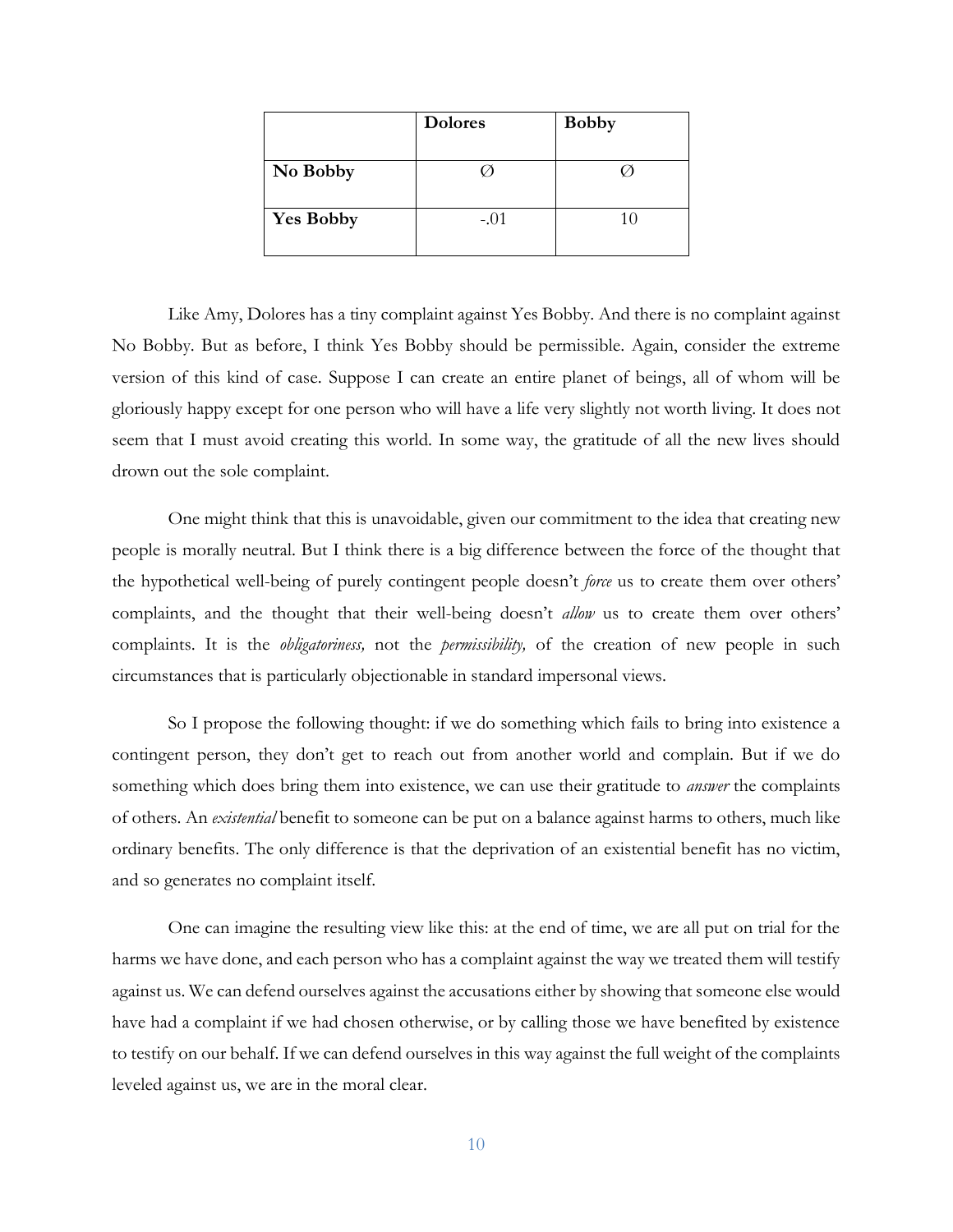| | **Dolores** | **Bobby** |
|---|---|---|
| **No Bobby** | Ø | Ø |
| **Yes Bobby** | -.01 | 10 |

Like Amy, Dolores has a tiny complaint against Yes Bobby. And there is no complaint against No Bobby. But as before, I think Yes Bobby should be permissible. Again, consider the extreme version of this kind of case. Suppose I can create an entire planet of beings, all of whom will be gloriously happy except for one person who will have a life very slightly not worth living. It does not seem that I must avoid creating this world. In some way, the gratitude of all the new lives should drown out the sole complaint.

One might think that this is unavoidable, given our commitment to the idea that creating new people is morally neutral. But I think there is a big difference between the force of the thought that the hypothetical well-being of purely contingent people doesn't *force* us to create them over others' complaints, and the thought that their well-being doesn't *allow* us to create them over others' complaints. It is the *obligatoriness,* not the *permissibility,* of the creation of new people in such circumstances that is particularly objectionable in standard impersonal views.

So I propose the following thought: if we do something which fails to bring into existence a contingent person, they don't get to reach out from another world and complain. But if we do something which does bring them into existence, we can use their gratitude to *answer* the complaints of others. An *existential* benefit to someone can be put on a balance against harms to others, much like ordinary benefits. The only difference is that the deprivation of an existential benefit has no victim, and so generates no complaint itself.

One can imagine the resulting view like this: at the end of time, we are all put on trial for the harms we have done, and each person who has a complaint against the way we treated them will testify against us. We can defend ourselves against the accusations either by showing that someone else would have had a complaint if we had chosen otherwise, or by calling those we have benefited by existence to testify on our behalf. If we can defend ourselves in this way against the full weight of the complaints leveled against us, we are in the moral clear.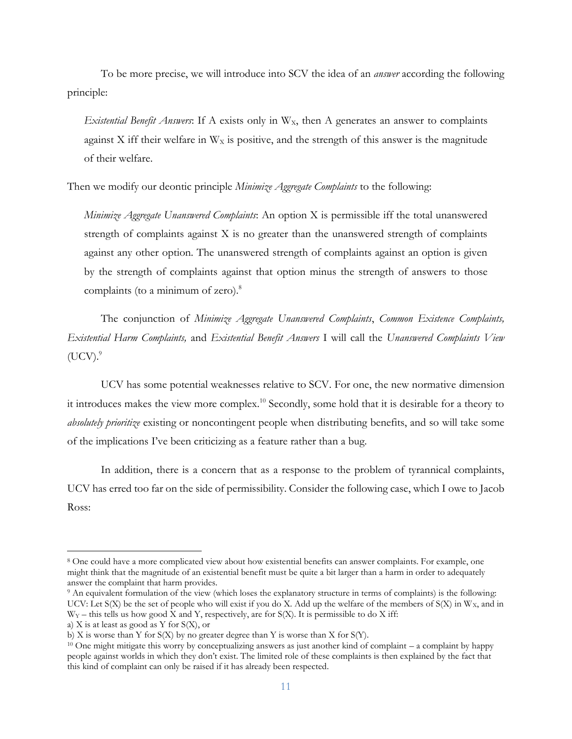To be more precise, we will introduce into SCV the idea of an *answer* according the following principle:

> *Existential Benefit Answers*: If A exists only in $W_X$, then A generates an answer to complaints against X iff their welfare in $W_X$ is positive, and the strength of this answer is the magnitude of their welfare.

Then we modify our deontic principle *Minimize Aggregate Complaints* to the following:

> *Minimize Aggregate Unanswered Complaints*: An option X is permissible iff the total unanswered strength of complaints against X is no greater than the unanswered strength of complaints against any other option. The unanswered strength of complaints against an option is given by the strength of complaints against that option minus the strength of answers to those complaints (to a minimum of zero).[8]

The conjunction of *Minimize Aggregate Unanswered Complaints*, *Common Existence Complaints, Existential Harm Complaints,* and *Existential Benefit Answers* I will call the *Unanswered Complaints View* (UCV).[9]

UCV has some potential weaknesses relative to SCV. For one, the new normative dimension it introduces makes the view more complex.[10] Secondly, some hold that it is desirable for a theory to *absolutely prioritize* existing or noncontingent people when distributing benefits, and so will take some of the implications I've been criticizing as a feature rather than a bug.

In addition, there is a concern that as a response to the problem of tyrannical complaints, UCV has erred too far on the side of permissibility. Consider the following case, which I owe to Jacob Ross:

---

[8] One could have a more complicated view about how existential benefits can answer complaints. For example, one might think that the magnitude of an existential benefit must be quite a bit larger than a harm in order to adequately answer the complaint that harm provides.

[9] An equivalent formulation of the view (which loses the explanatory structure in terms of complaints) is the following: UCV: Let S(X) be the set of people who will exist if you do X. Add up the welfare of the members of S(X) in $W_X$, and in $W_Y$ – this tells us how good X and Y, respectively, are for S(X). It is permissible to do X iff:
a) X is at least as good as Y for S(X), or
b) X is worse than Y for S(X) by no greater degree than Y is worse than X for S(Y).

[10] One might mitigate this worry by conceptualizing answers as just another kind of complaint – a complaint by happy people against worlds in which they don't exist. The limited role of these complaints is then explained by the fact that this kind of complaint can only be raised if it has already been respected.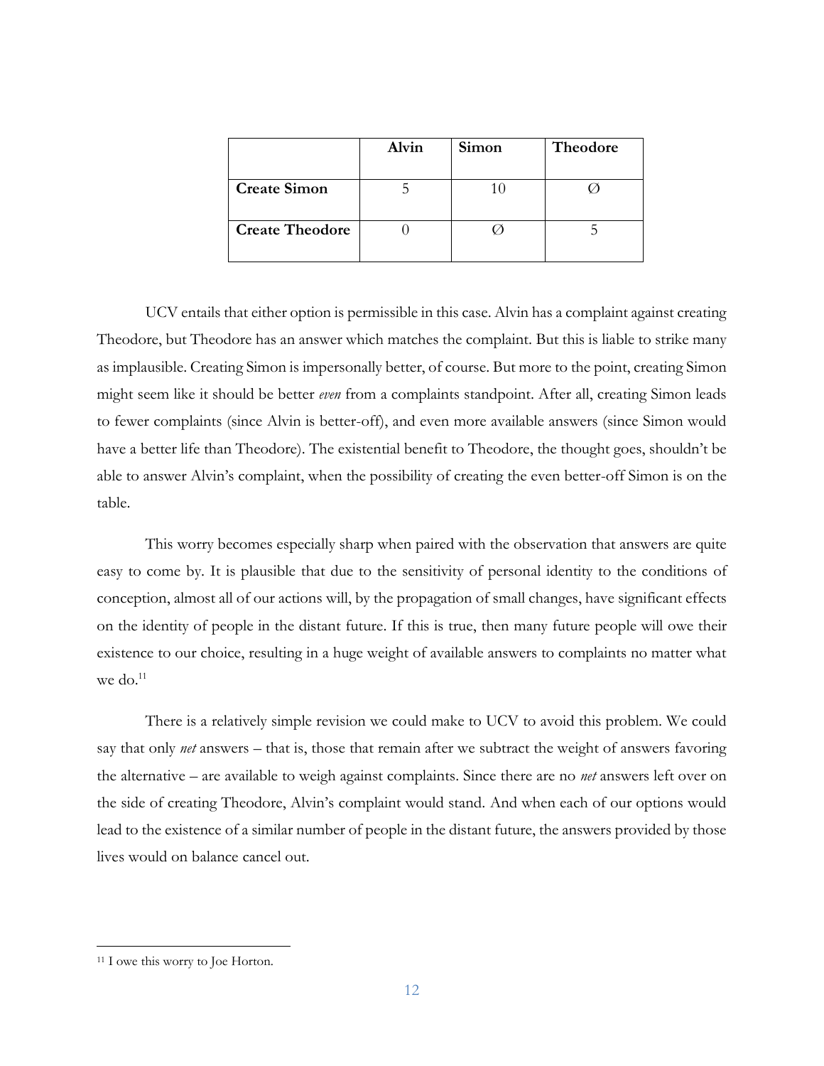| | **Alvin** | **Simon** | **Theodore** |
|---|---|---|---|
| **Create Simon** | 5 | 10 | ∅ |
| **Create Theodore** | 0 | ∅ | 5 |

UCV entails that either option is permissible in this case. Alvin has a complaint against creating Theodore, but Theodore has an answer which matches the complaint. But this is liable to strike many as implausible. Creating Simon is impersonally better, of course. But more to the point, creating Simon might seem like it should be better *even* from a complaints standpoint. After all, creating Simon leads to fewer complaints (since Alvin is better-off), and even more available answers (since Simon would have a better life than Theodore). The existential benefit to Theodore, the thought goes, shouldn't be able to answer Alvin's complaint, when the possibility of creating the even better-off Simon is on the table.

This worry becomes especially sharp when paired with the observation that answers are quite easy to come by. It is plausible that due to the sensitivity of personal identity to the conditions of conception, almost all of our actions will, by the propagation of small changes, have significant effects on the identity of people in the distant future. If this is true, then many future people will owe their existence to our choice, resulting in a huge weight of available answers to complaints no matter what we do.[11]

There is a relatively simple revision we could make to UCV to avoid this problem. We could say that only *net* answers – that is, those that remain after we subtract the weight of answers favoring the alternative – are available to weigh against complaints. Since there are no *net* answers left over on the side of creating Theodore, Alvin's complaint would stand. And when each of our options would lead to the existence of a similar number of people in the distant future, the answers provided by those lives would on balance cancel out.

[11] I owe this worry to Joe Horton.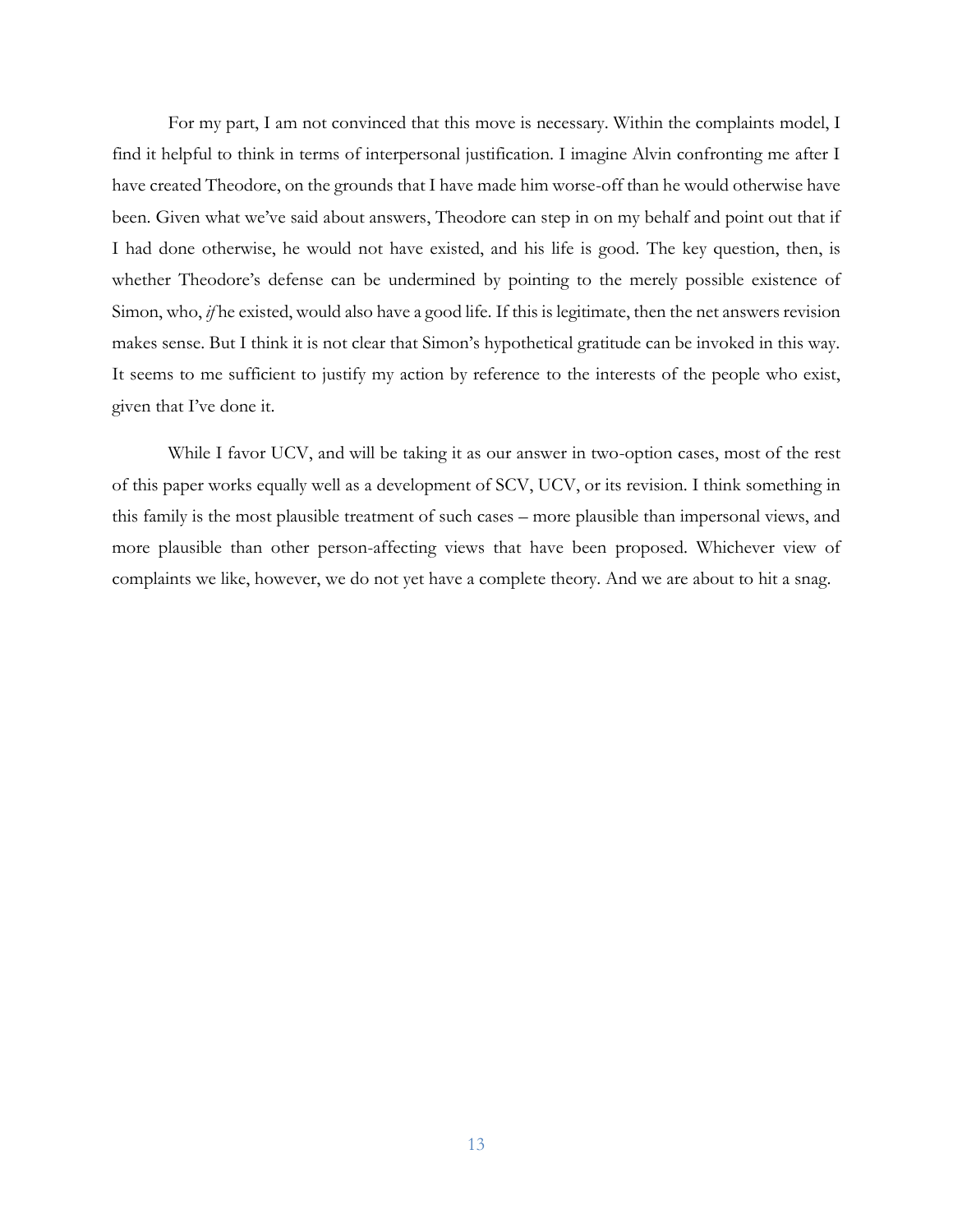For my part, I am not convinced that this move is necessary. Within the complaints model, I find it helpful to think in terms of interpersonal justification. I imagine Alvin confronting me after I have created Theodore, on the grounds that I have made him worse-off than he would otherwise have been. Given what we've said about answers, Theodore can step in on my behalf and point out that if I had done otherwise, he would not have existed, and his life is good. The key question, then, is whether Theodore's defense can be undermined by pointing to the merely possible existence of Simon, who, *if* he existed, would also have a good life. If this is legitimate, then the net answers revision makes sense. But I think it is not clear that Simon's hypothetical gratitude can be invoked in this way. It seems to me sufficient to justify my action by reference to the interests of the people who exist, given that I've done it.

While I favor UCV, and will be taking it as our answer in two-option cases, most of the rest of this paper works equally well as a development of SCV, UCV, or its revision. I think something in this family is the most plausible treatment of such cases – more plausible than impersonal views, and more plausible than other person-affecting views that have been proposed. Whichever view of complaints we like, however, we do not yet have a complete theory. And we are about to hit a snag.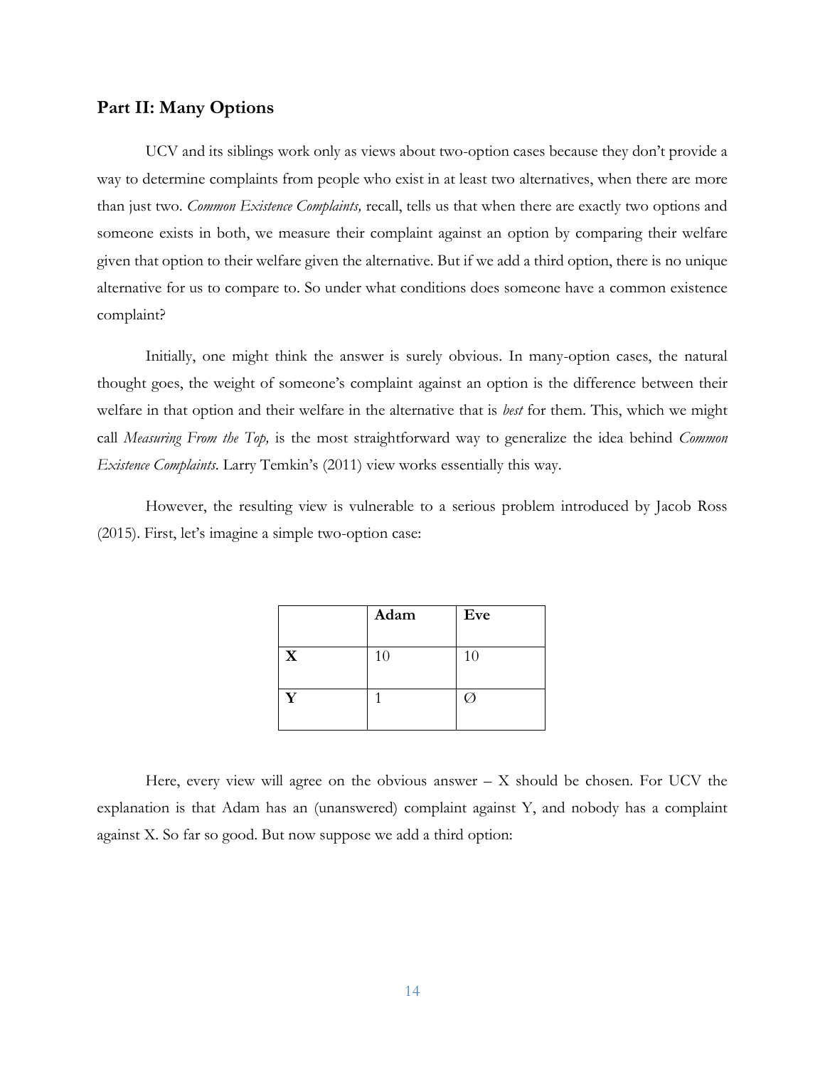## Part II: Many Options

UCV and its siblings work only as views about two-option cases because they don't provide a way to determine complaints from people who exist in at least two alternatives, when there are more than just two. *Common Existence Complaints,* recall, tells us that when there are exactly two options and someone exists in both, we measure their complaint against an option by comparing their welfare given that option to their welfare given the alternative. But if we add a third option, there is no unique alternative for us to compare to. So under what conditions does someone have a common existence complaint?

Initially, one might think the answer is surely obvious. In many-option cases, the natural thought goes, the weight of someone's complaint against an option is the difference between their welfare in that option and their welfare in the alternative that is *best* for them. This, which we might call *Measuring From the Top,* is the most straightforward way to generalize the idea behind *Common Existence Complaints*. Larry Temkin's (2011) view works essentially this way.

However, the resulting view is vulnerable to a serious problem introduced by Jacob Ross (2015). First, let's imagine a simple two-option case:

| | **Adam** | **Eve** |
|---|---|---|
| **X** | 10 | 10 |
| **Y** | 1 | Ø |

Here, every view will agree on the obvious answer – X should be chosen. For UCV the explanation is that Adam has an (unanswered) complaint against Y, and nobody has a complaint against X. So far so good. But now suppose we add a third option: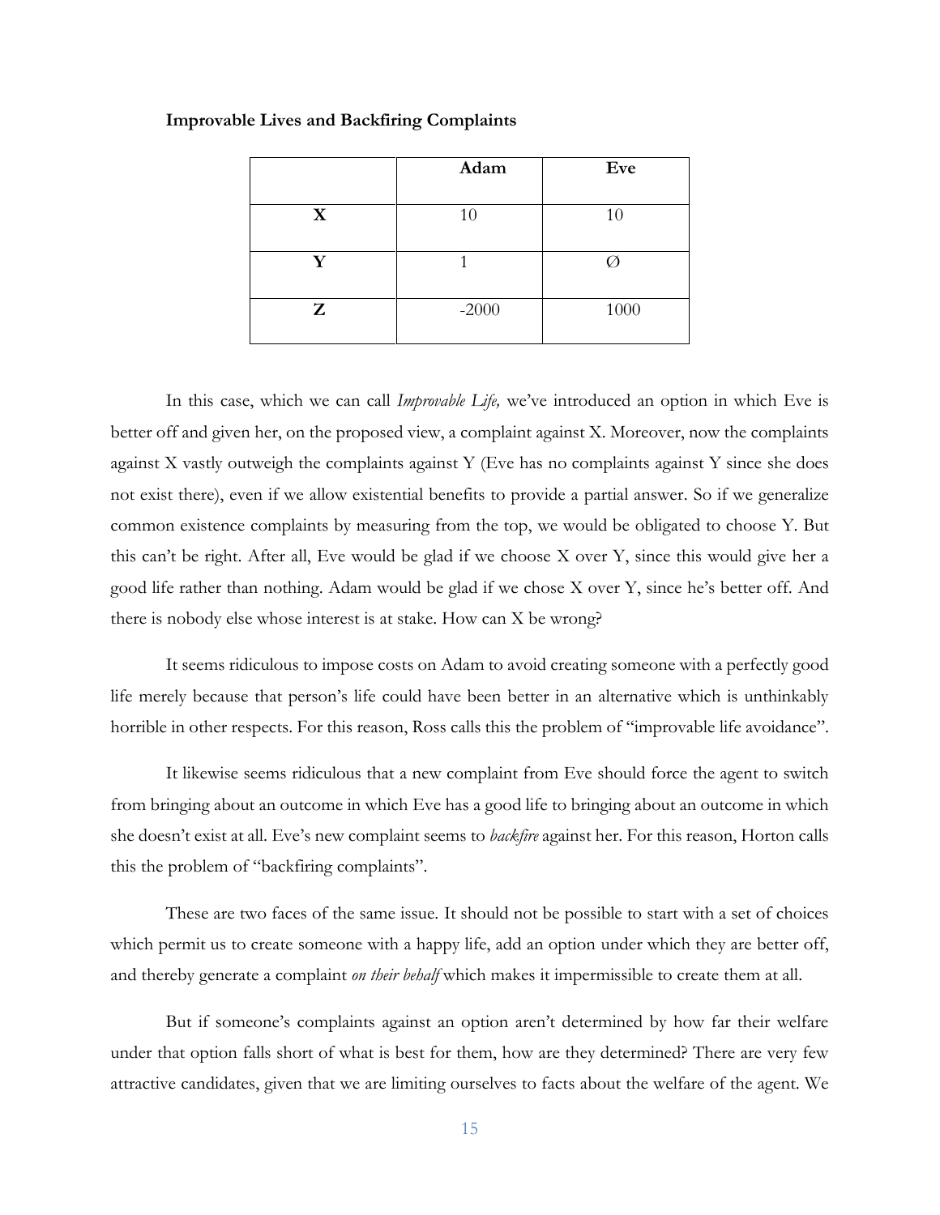**Improvable Lives and Backfiring Complaints**

| | Adam | Eve |
|---|---|---|
| **X** | 10 | 10 |
| **Y** | 1 | Ø |
| **Z** | -2000 | 1000 |

In this case, which we can call *Improvable Life,* we've introduced an option in which Eve is better off and given her, on the proposed view, a complaint against X. Moreover, now the complaints against X vastly outweigh the complaints against Y (Eve has no complaints against Y since she does not exist there), even if we allow existential benefits to provide a partial answer. So if we generalize common existence complaints by measuring from the top, we would be obligated to choose Y. But this can't be right. After all, Eve would be glad if we choose X over Y, since this would give her a good life rather than nothing. Adam would be glad if we chose X over Y, since he's better off. And there is nobody else whose interest is at stake. How can X be wrong?

It seems ridiculous to impose costs on Adam to avoid creating someone with a perfectly good life merely because that person's life could have been better in an alternative which is unthinkably horrible in other respects. For this reason, Ross calls this the problem of "improvable life avoidance".

It likewise seems ridiculous that a new complaint from Eve should force the agent to switch from bringing about an outcome in which Eve has a good life to bringing about an outcome in which she doesn't exist at all. Eve's new complaint seems to *backfire* against her. For this reason, Horton calls this the problem of "backfiring complaints".

These are two faces of the same issue. It should not be possible to start with a set of choices which permit us to create someone with a happy life, add an option under which they are better off, and thereby generate a complaint *on their behalf* which makes it impermissible to create them at all.

But if someone's complaints against an option aren't determined by how far their welfare under that option falls short of what is best for them, how are they determined? There are very few attractive candidates, given that we are limiting ourselves to facts about the welfare of the agent. We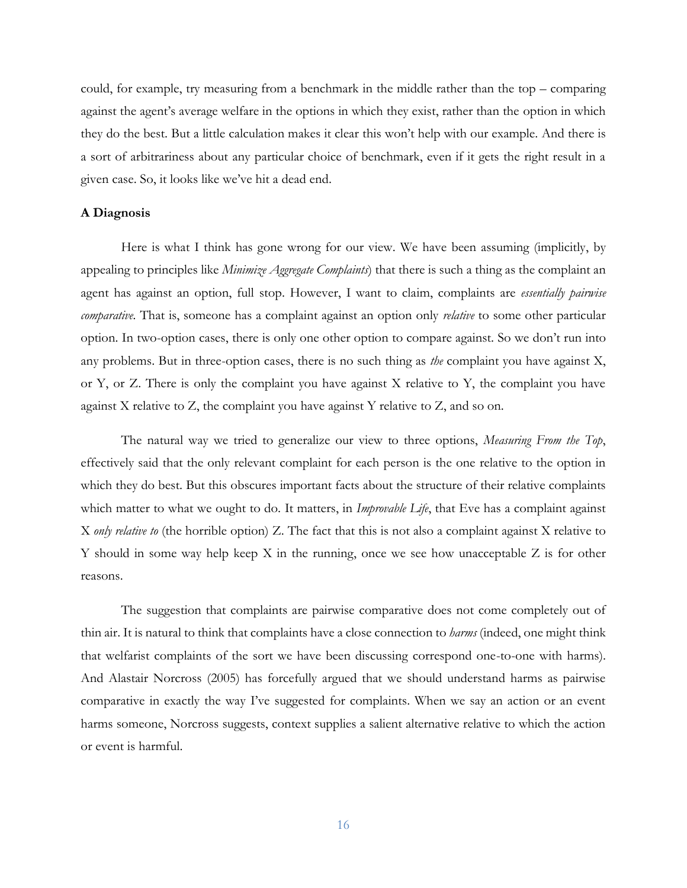could, for example, try measuring from a benchmark in the middle rather than the top – comparing against the agent's average welfare in the options in which they exist, rather than the option in which they do the best. But a little calculation makes it clear this won't help with our example. And there is a sort of arbitrariness about any particular choice of benchmark, even if it gets the right result in a given case. So, it looks like we've hit a dead end.

**A Diagnosis**

Here is what I think has gone wrong for our view. We have been assuming (implicitly, by appealing to principles like *Minimize Aggregate Complaints*) that there is such a thing as the complaint an agent has against an option, full stop. However, I want to claim, complaints are *essentially pairwise comparative.* That is, someone has a complaint against an option only *relative* to some other particular option. In two-option cases, there is only one other option to compare against. So we don't run into any problems. But in three-option cases, there is no such thing as *the* complaint you have against X, or Y, or Z. There is only the complaint you have against X relative to Y, the complaint you have against X relative to Z, the complaint you have against Y relative to Z, and so on.

The natural way we tried to generalize our view to three options, *Measuring From the Top*, effectively said that the only relevant complaint for each person is the one relative to the option in which they do best. But this obscures important facts about the structure of their relative complaints which matter to what we ought to do. It matters, in *Improvable Life*, that Eve has a complaint against X *only relative to* (the horrible option) Z. The fact that this is not also a complaint against X relative to Y should in some way help keep X in the running, once we see how unacceptable Z is for other reasons.

The suggestion that complaints are pairwise comparative does not come completely out of thin air. It is natural to think that complaints have a close connection to *harms* (indeed, one might think that welfarist complaints of the sort we have been discussing correspond one-to-one with harms). And Alastair Norcross (2005) has forcefully argued that we should understand harms as pairwise comparative in exactly the way I've suggested for complaints. When we say an action or an event harms someone, Norcross suggests, context supplies a salient alternative relative to which the action or event is harmful.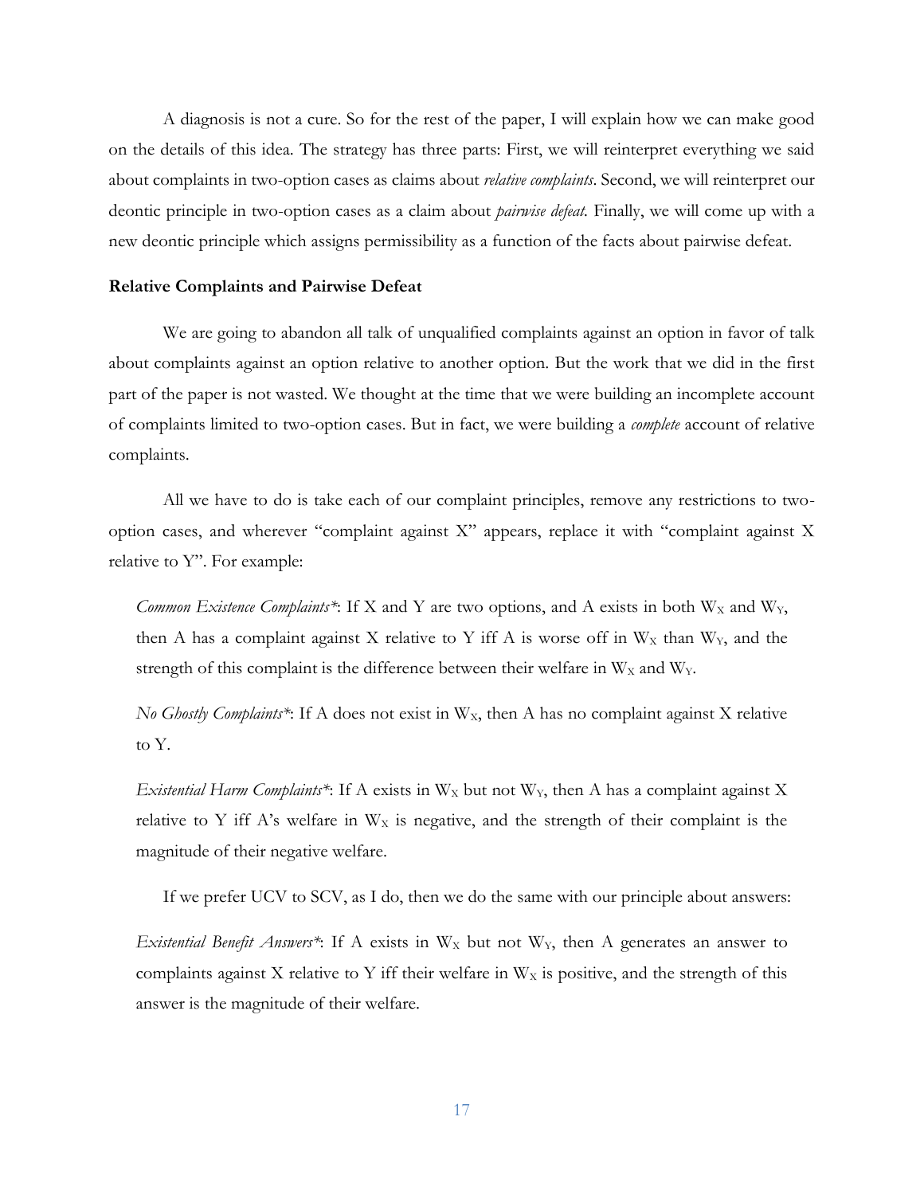A diagnosis is not a cure. So for the rest of the paper, I will explain how we can make good on the details of this idea. The strategy has three parts: First, we will reinterpret everything we said about complaints in two-option cases as claims about *relative complaints*. Second, we will reinterpret our deontic principle in two-option cases as a claim about *pairwise defeat*. Finally, we will come up with a new deontic principle which assigns permissibility as a function of the facts about pairwise defeat.

### Relative Complaints and Pairwise Defeat

We are going to abandon all talk of unqualified complaints against an option in favor of talk about complaints against an option relative to another option. But the work that we did in the first part of the paper is not wasted. We thought at the time that we were building an incomplete account of complaints limited to two-option cases. But in fact, we were building a *complete* account of relative complaints.

All we have to do is take each of our complaint principles, remove any restrictions to two-option cases, and wherever "complaint against X" appears, replace it with "complaint against X relative to Y". For example:

> *Common Existence Complaints**: If X and Y are two options, and A exists in both $W_X$ and $W_Y$, then A has a complaint against X relative to Y iff A is worse off in $W_X$ than $W_Y$, and the strength of this complaint is the difference between their welfare in $W_X$ and $W_Y$.

> *No Ghostly Complaints**: If A does not exist in $W_X$, then A has no complaint against X relative to Y.

> *Existential Harm Complaints**: If A exists in $W_X$ but not $W_Y$, then A has a complaint against X relative to Y iff A's welfare in $W_X$ is negative, and the strength of their complaint is the magnitude of their negative welfare.

If we prefer UCV to SCV, as I do, then we do the same with our principle about answers:

> *Existential Benefit Answers**: If A exists in $W_X$ but not $W_Y$, then A generates an answer to complaints against X relative to Y iff their welfare in $W_X$ is positive, and the strength of this answer is the magnitude of their welfare.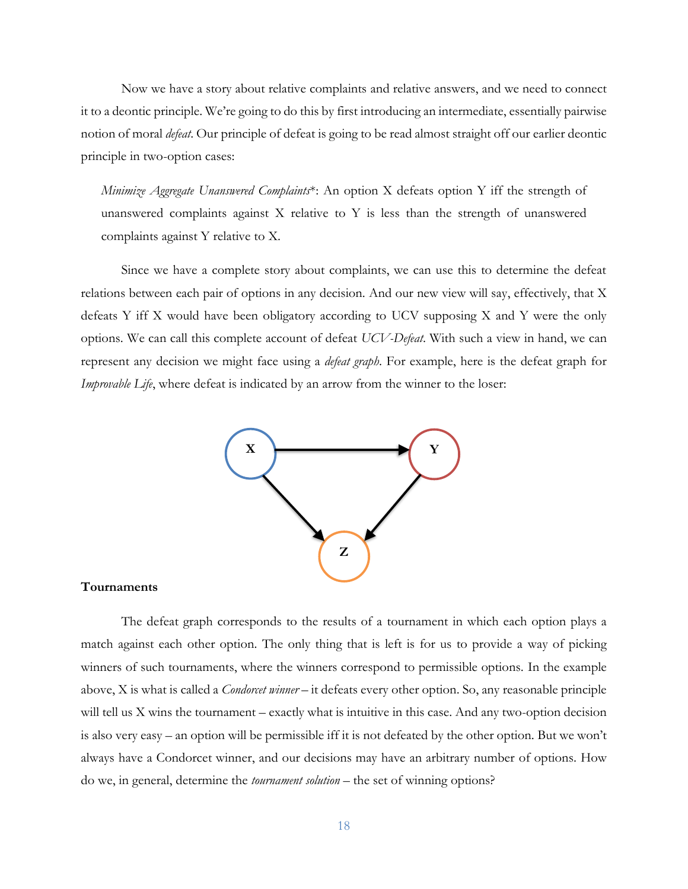Now we have a story about relative complaints and relative answers, and we need to connect it to a deontic principle. We're going to do this by first introducing an intermediate, essentially pairwise notion of moral *defeat*. Our principle of defeat is going to be read almost straight off our earlier deontic principle in two-option cases:

> *Minimize Aggregate Unanswered Complaints*\*: An option X defeats option Y iff the strength of unanswered complaints against X relative to Y is less than the strength of unanswered complaints against Y relative to X.

Since we have a complete story about complaints, we can use this to determine the defeat relations between each pair of options in any decision. And our new view will say, effectively, that X defeats Y iff X would have been obligatory according to UCV supposing X and Y were the only options. We can call this complete account of defeat *UCV-Defeat*. With such a view in hand, we can represent any decision we might face using a *defeat graph*. For example, here is the defeat graph for *Improvable Life*, where defeat is indicated by an arrow from the winner to the loser:

## Tournaments

The defeat graph corresponds to the results of a tournament in which each option plays a match against each other option. The only thing that is left is for us to provide a way of picking winners of such tournaments, where the winners correspond to permissible options. In the example above, X is what is called a *Condorcet winner* – it defeats every other option. So, any reasonable principle will tell us X wins the tournament – exactly what is intuitive in this case. And any two-option decision is also very easy – an option will be permissible iff it is not defeated by the other option. But we won't always have a Condorcet winner, and our decisions may have an arbitrary number of options. How do we, in general, determine the *tournament solution* – the set of winning options?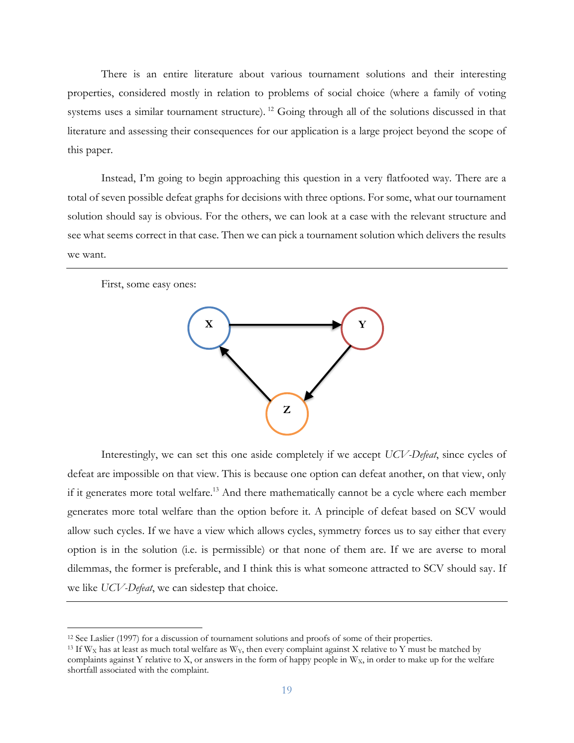There is an entire literature about various tournament solutions and their interesting properties, considered mostly in relation to problems of social choice (where a family of voting systems uses a similar tournament structure).[12] Going through all of the solutions discussed in that literature and assessing their consequences for our application is a large project beyond the scope of this paper.

Instead, I'm going to begin approaching this question in a very flatfooted way. There are a total of seven possible defeat graphs for decisions with three options. For some, what our tournament solution should say is obvious. For the others, we can look at a case with the relevant structure and see what seems correct in that case. Then we can pick a tournament solution which delivers the results we want.

---

First, some easy ones:

Interestingly, we can set this one aside completely if we accept *UCV-Defeat*, since cycles of defeat are impossible on that view. This is because one option can defeat another, on that view, only if it generates more total welfare.[13] And there mathematically cannot be a cycle where each member generates more total welfare than the option before it. A principle of defeat based on SCV would allow such cycles. If we have a view which allows cycles, symmetry forces us to say either that every option is in the solution (i.e. is permissible) or that none of them are. If we are averse to moral dilemmas, the former is preferable, and I think this is what someone attracted to SCV should say. If we like *UCV-Defeat*, we can sidestep that choice.

---

[12] See Laslier (1997) for a discussion of tournament solutions and proofs of some of their properties.

[13] If $W_X$ has at least as much total welfare as $W_Y$, then every complaint against X relative to Y must be matched by complaints against Y relative to X, or answers in the form of happy people in $W_X$, in order to make up for the welfare shortfall associated with the complaint.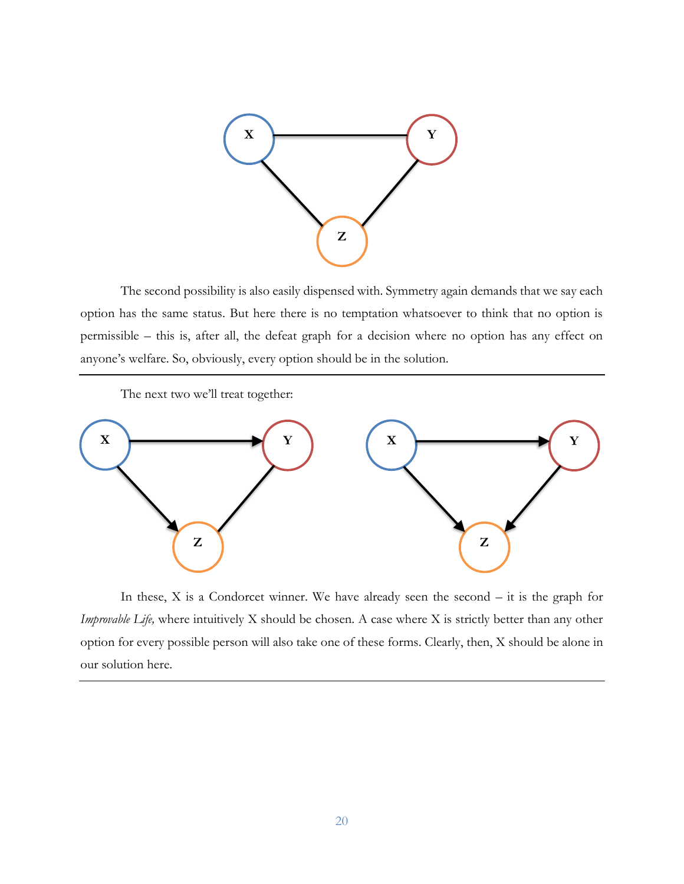The second possibility is also easily dispensed with. Symmetry again demands that we say each option has the same status. But here there is no temptation whatsoever to think that no option is permissible – this is, after all, the defeat graph for a decision where no option has any effect on anyone's welfare. So, obviously, every option should be in the solution.

---

The next two we'll treat together:

In these, X is a Condorcet winner. We have already seen the second – it is the graph for *Improvable Life,* where intuitively X should be chosen. A case where X is strictly better than any other option for every possible person will also take one of these forms. Clearly, then, X should be alone in our solution here.

---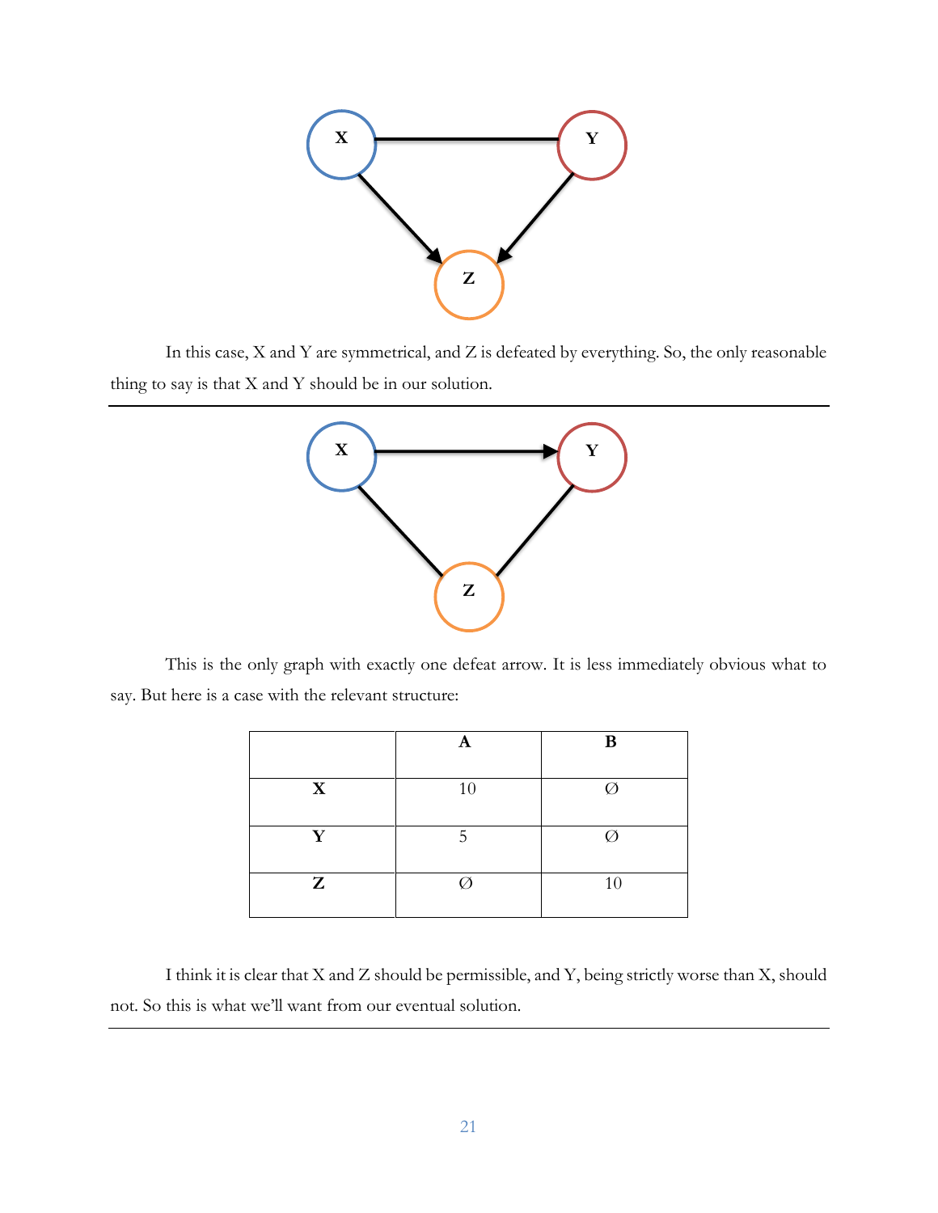In this case, X and Y are symmetrical, and Z is defeated by everything. So, the only reasonable thing to say is that X and Y should be in our solution.

---

This is the only graph with exactly one defeat arrow. It is less immediately obvious what to say. But here is a case with the relevant structure:

| | A | B |
|---|---|---|
| X | 10 | ∅ |
| Y | 5 | ∅ |
| Z | ∅ | 10 |

I think it is clear that X and Z should be permissible, and Y, being strictly worse than X, should not. So this is what we'll want from our eventual solution.

---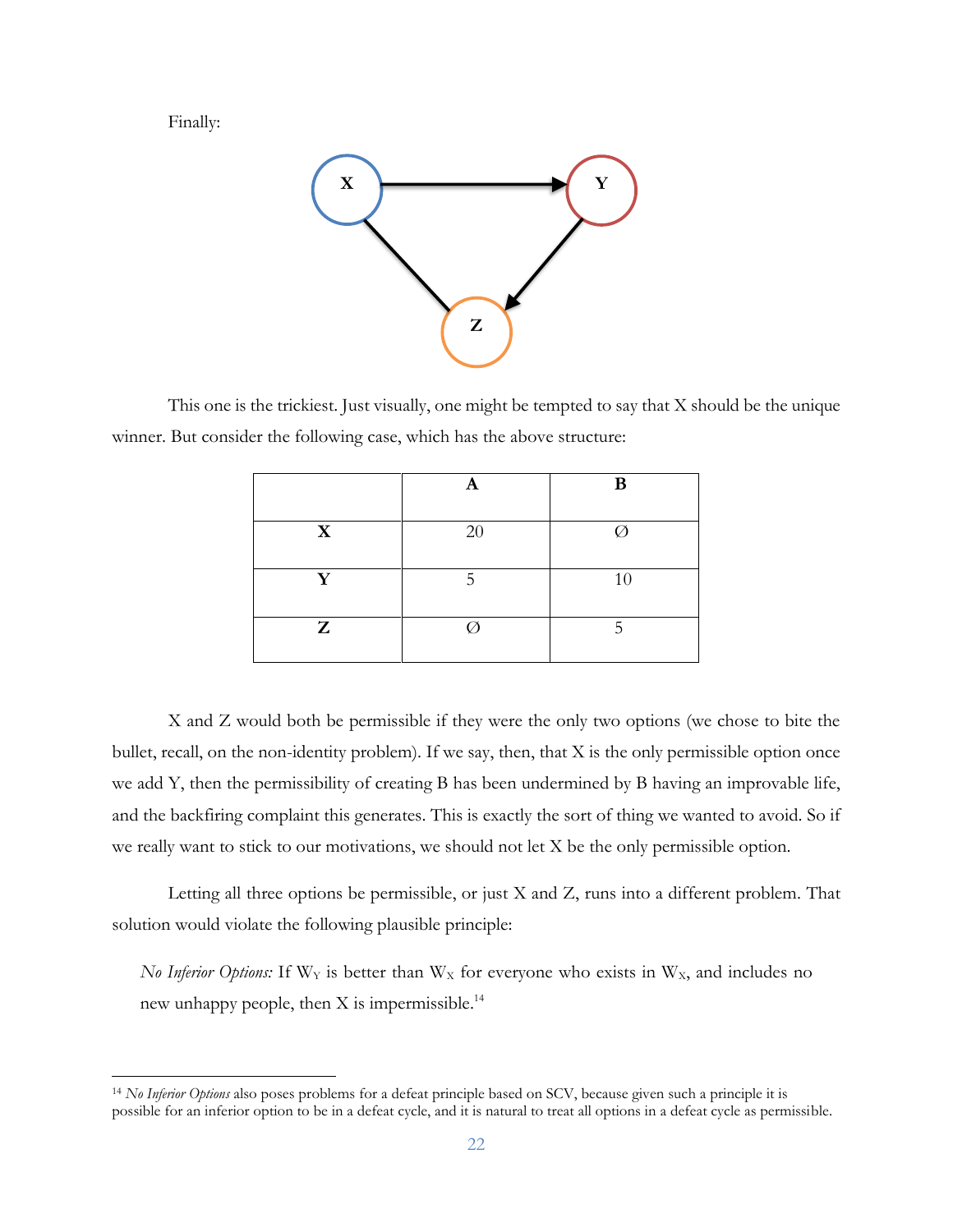Finally:

This one is the trickiest. Just visually, one might be tempted to say that X should be the unique winner. But consider the following case, which has the above structure:

| | A | B |
|---|---|---|
| **X** | 20 | Ø |
| **Y** | 5 | 10 |
| **Z** | Ø | 5 |

X and Z would both be permissible if they were the only two options (we chose to bite the bullet, recall, on the non-identity problem). If we say, then, that X is the only permissible option once we add Y, then the permissibility of creating B has been undermined by B having an improvable life, and the backfiring complaint this generates. This is exactly the sort of thing we wanted to avoid. So if we really want to stick to our motivations, we should not let X be the only permissible option.

Letting all three options be permissible, or just X and Z, runs into a different problem. That solution would violate the following plausible principle:

> *No Inferior Options:* If $W_Y$ is better than $W_X$ for everyone who exists in $W_X$, and includes no new unhappy people, then X is impermissible.[14]

---

[14] *No Inferior Options* also poses problems for a defeat principle based on SCV, because given such a principle it is possible for an inferior option to be in a defeat cycle, and it is natural to treat all options in a defeat cycle as permissible.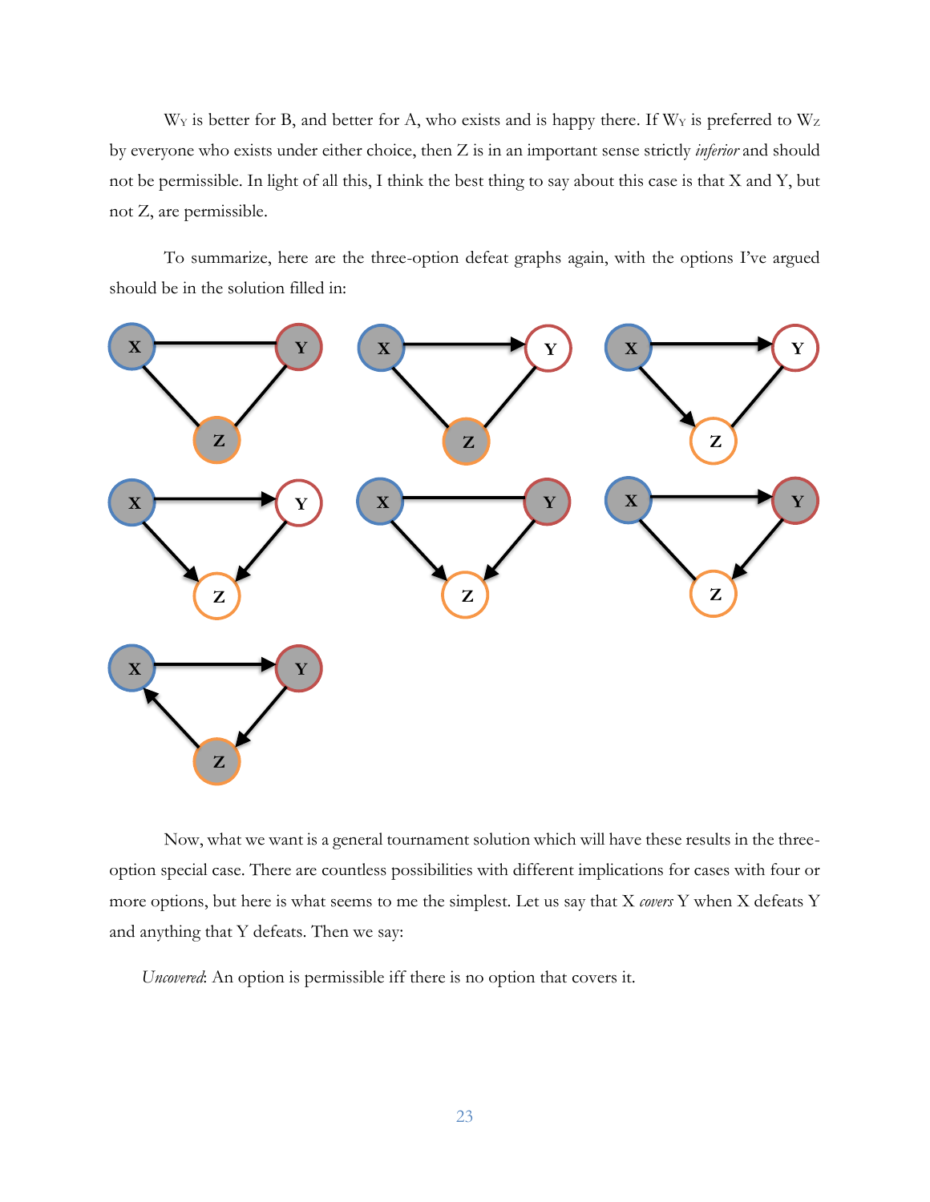$W_Y$ is better for B, and better for A, who exists and is happy there. If $W_Y$ is preferred to $W_Z$ by everyone who exists under either choice, then Z is in an important sense strictly *inferior* and should not be permissible. In light of all this, I think the best thing to say about this case is that X and Y, but not Z, are permissible.

To summarize, here are the three-option defeat graphs again, with the options I've argued should be in the solution filled in:

Now, what we want is a general tournament solution which will have these results in the three-option special case. There are countless possibilities with different implications for cases with four or more options, but here is what seems to me the simplest. Let us say that X *covers* Y when X defeats Y and anything that Y defeats. Then we say:

*Uncovered*: An option is permissible iff there is no option that covers it.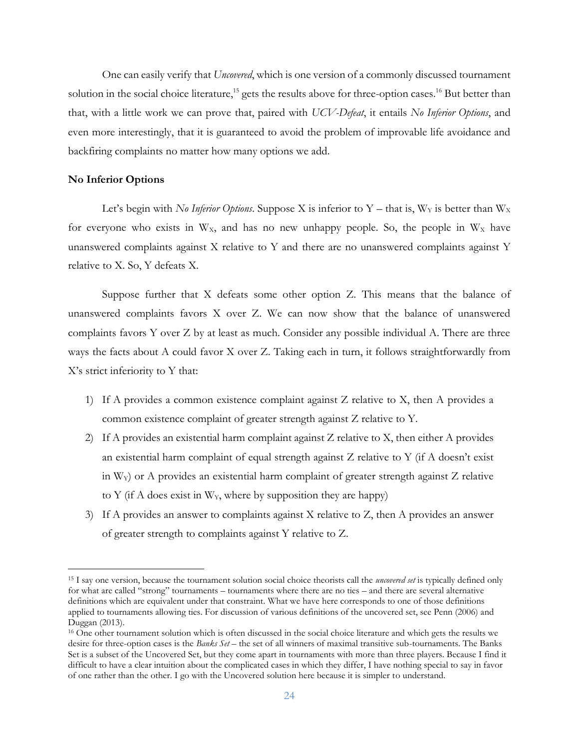One can easily verify that *Uncovered*, which is one version of a commonly discussed tournament solution in the social choice literature,[15] gets the results above for three-option cases.[16] But better than that, with a little work we can prove that, paired with *UCV-Defeat*, it entails *No Inferior Options*, and even more interestingly, that it is guaranteed to avoid the problem of improvable life avoidance and backfiring complaints no matter how many options we add.

### No Inferior Options

Let's begin with *No Inferior Options*. Suppose X is inferior to Y – that is, $W_Y$ is better than $W_X$ for everyone who exists in $W_X$, and has no new unhappy people. So, the people in $W_X$ have unanswered complaints against X relative to Y and there are no unanswered complaints against Y relative to X. So, Y defeats X.

Suppose further that X defeats some other option Z. This means that the balance of unanswered complaints favors X over Z. We can now show that the balance of unanswered complaints favors Y over Z by at least as much. Consider any possible individual A. There are three ways the facts about A could favor X over Z. Taking each in turn, it follows straightforwardly from X's strict inferiority to Y that:

1) If A provides a common existence complaint against Z relative to X, then A provides a common existence complaint of greater strength against Z relative to Y.
2) If A provides an existential harm complaint against Z relative to X, then either A provides an existential harm complaint of equal strength against Z relative to Y (if A doesn't exist in $W_Y$) or A provides an existential harm complaint of greater strength against Z relative to Y (if A does exist in $W_Y$, where by supposition they are happy)
3) If A provides an answer to complaints against X relative to Z, then A provides an answer of greater strength to complaints against Y relative to Z.

---

[15] I say one version, because the tournament solution social choice theorists call the *uncovered set* is typically defined only for what are called "strong" tournaments – tournaments where there are no ties – and there are several alternative definitions which are equivalent under that constraint. What we have here corresponds to one of those definitions applied to tournaments allowing ties. For discussion of various definitions of the uncovered set, see Penn (2006) and Duggan (2013).

[16] One other tournament solution which is often discussed in the social choice literature and which gets the results we desire for three-option cases is the *Banks Set* – the set of all winners of maximal transitive sub-tournaments. The Banks Set is a subset of the Uncovered Set, but they come apart in tournaments with more than three players. Because I find it difficult to have a clear intuition about the complicated cases in which they differ, I have nothing special to say in favor of one rather than the other. I go with the Uncovered solution here because it is simpler to understand.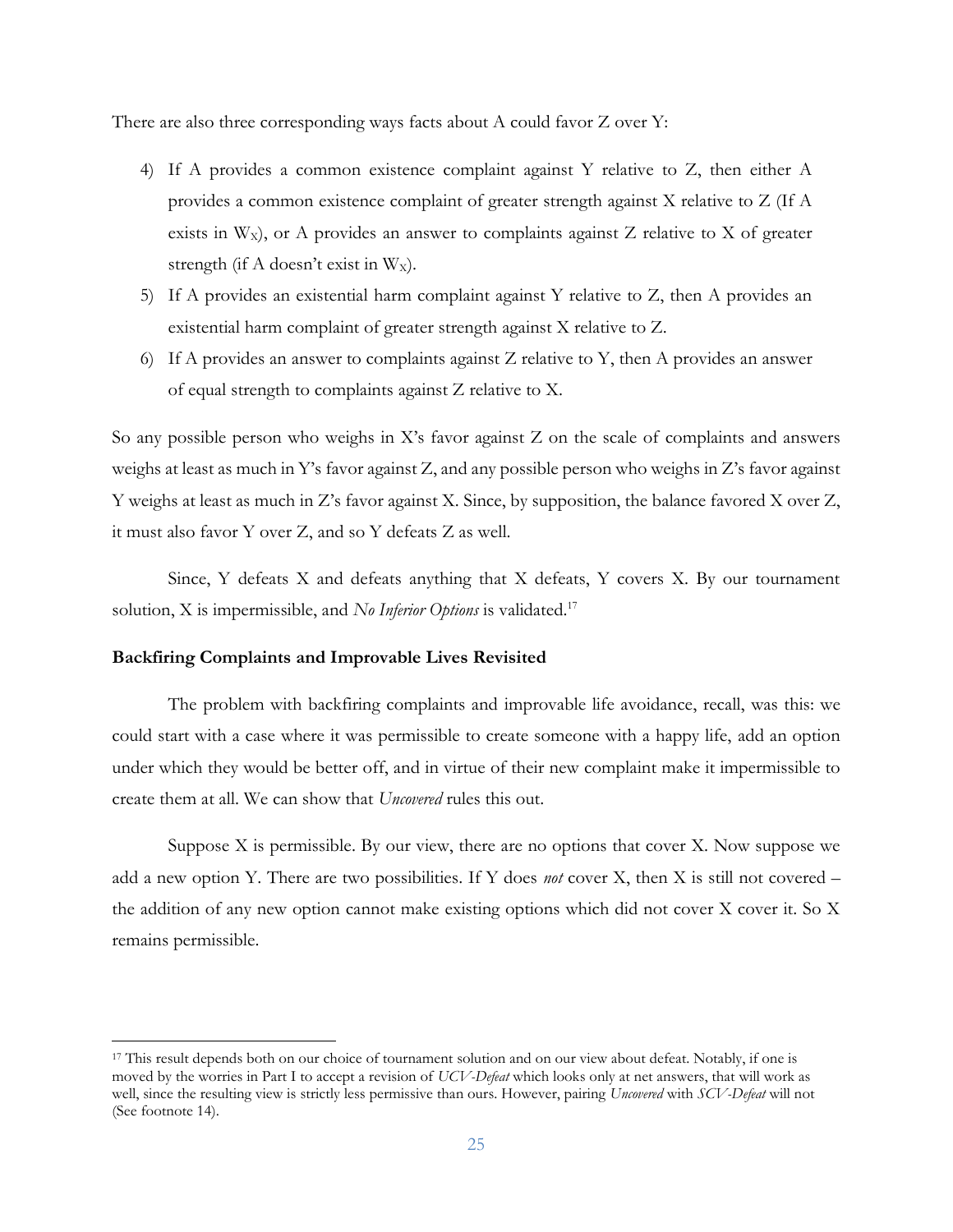There are also three corresponding ways facts about A could favor Z over Y:

4) If A provides a common existence complaint against Y relative to Z, then either A provides a common existence complaint of greater strength against X relative to Z (If A exists in $W_X$), or A provides an answer to complaints against Z relative to X of greater strength (if A doesn't exist in $W_X$).
5) If A provides an existential harm complaint against Y relative to Z, then A provides an existential harm complaint of greater strength against X relative to Z.
6) If A provides an answer to complaints against Z relative to Y, then A provides an answer of equal strength to complaints against Z relative to X.

So any possible person who weighs in X's favor against Z on the scale of complaints and answers weighs at least as much in Y's favor against Z, and any possible person who weighs in Z's favor against Y weighs at least as much in Z's favor against X. Since, by supposition, the balance favored X over Z, it must also favor Y over Z, and so Y defeats Z as well.

Since, Y defeats X and defeats anything that X defeats, Y covers X. By our tournament solution, X is impermissible, and *No Inferior Options* is validated.[17]

**Backfiring Complaints and Improvable Lives Revisited**

The problem with backfiring complaints and improvable life avoidance, recall, was this: we could start with a case where it was permissible to create someone with a happy life, add an option under which they would be better off, and in virtue of their new complaint make it impermissible to create them at all. We can show that *Uncovered* rules this out.

Suppose X is permissible. By our view, there are no options that cover X. Now suppose we add a new option Y. There are two possibilities. If Y does *not* cover X, then X is still not covered – the addition of any new option cannot make existing options which did not cover X cover it. So X remains permissible.

[17] This result depends both on our choice of tournament solution and on our view about defeat. Notably, if one is moved by the worries in Part I to accept a revision of *UCV-Defeat* which looks only at net answers, that will work as well, since the resulting view is strictly less permissive than ours. However, pairing *Uncovered* with *SCV-Defeat* will not (See footnote 14).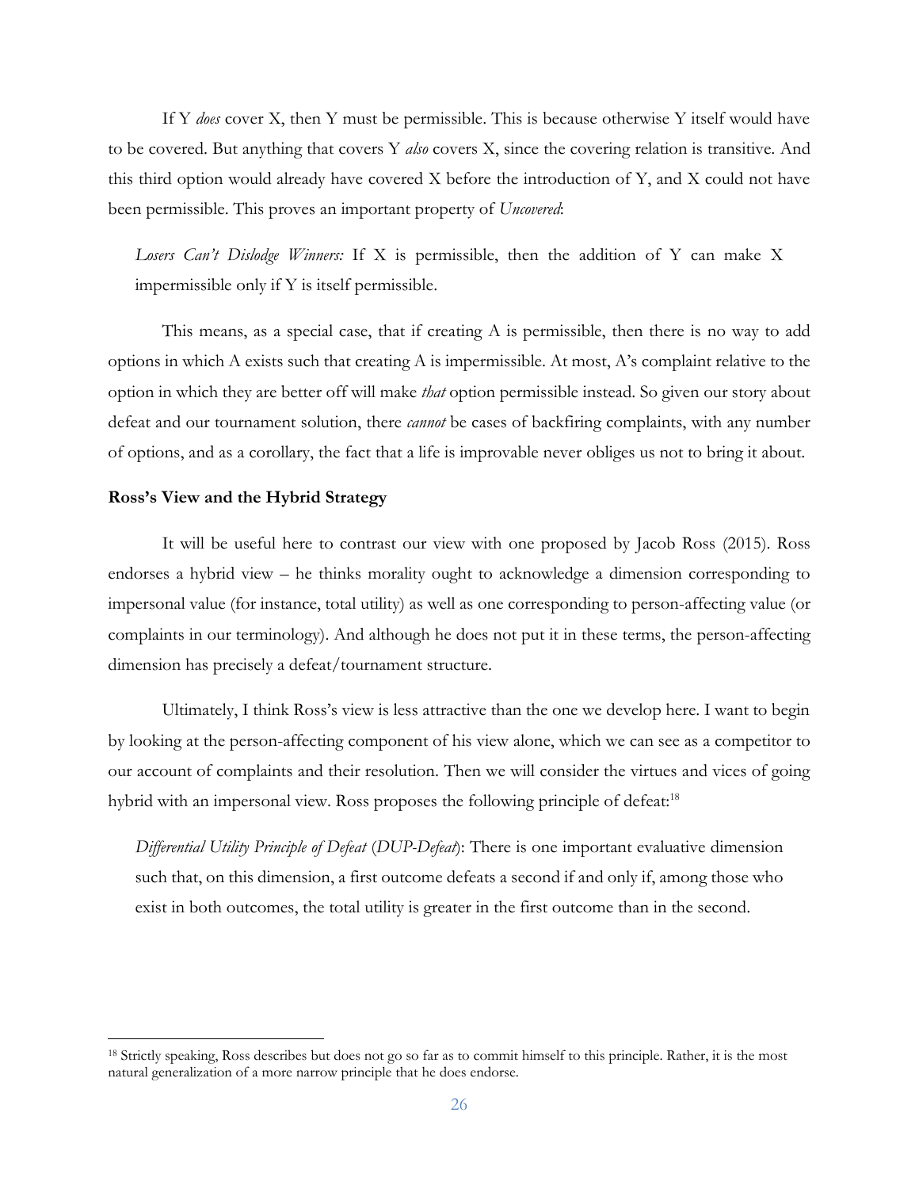If Y *does* cover X, then Y must be permissible. This is because otherwise Y itself would have to be covered. But anything that covers Y *also* covers X, since the covering relation is transitive. And this third option would already have covered X before the introduction of Y, and X could not have been permissible. This proves an important property of *Uncovered*:

> *Losers Can't Dislodge Winners:* If X is permissible, then the addition of Y can make X impermissible only if Y is itself permissible.

This means, as a special case, that if creating A is permissible, then there is no way to add options in which A exists such that creating A is impermissible. At most, A's complaint relative to the option in which they are better off will make *that* option permissible instead. So given our story about defeat and our tournament solution, there *cannot* be cases of backfiring complaints, with any number of options, and as a corollary, the fact that a life is improvable never obliges us not to bring it about.

**Ross's View and the Hybrid Strategy**

It will be useful here to contrast our view with one proposed by Jacob Ross (2015). Ross endorses a hybrid view – he thinks morality ought to acknowledge a dimension corresponding to impersonal value (for instance, total utility) as well as one corresponding to person-affecting value (or complaints in our terminology). And although he does not put it in these terms, the person-affecting dimension has precisely a defeat/tournament structure.

Ultimately, I think Ross's view is less attractive than the one we develop here. I want to begin by looking at the person-affecting component of his view alone, which we can see as a competitor to our account of complaints and their resolution. Then we will consider the virtues and vices of going hybrid with an impersonal view. Ross proposes the following principle of defeat:[18]

> *Differential Utility Principle of Defeat* (*DUP-Defeat*): There is one important evaluative dimension such that, on this dimension, a first outcome defeats a second if and only if, among those who exist in both outcomes, the total utility is greater in the first outcome than in the second.

---

[18] Strictly speaking, Ross describes but does not go so far as to commit himself to this principle. Rather, it is the most natural generalization of a more narrow principle that he does endorse.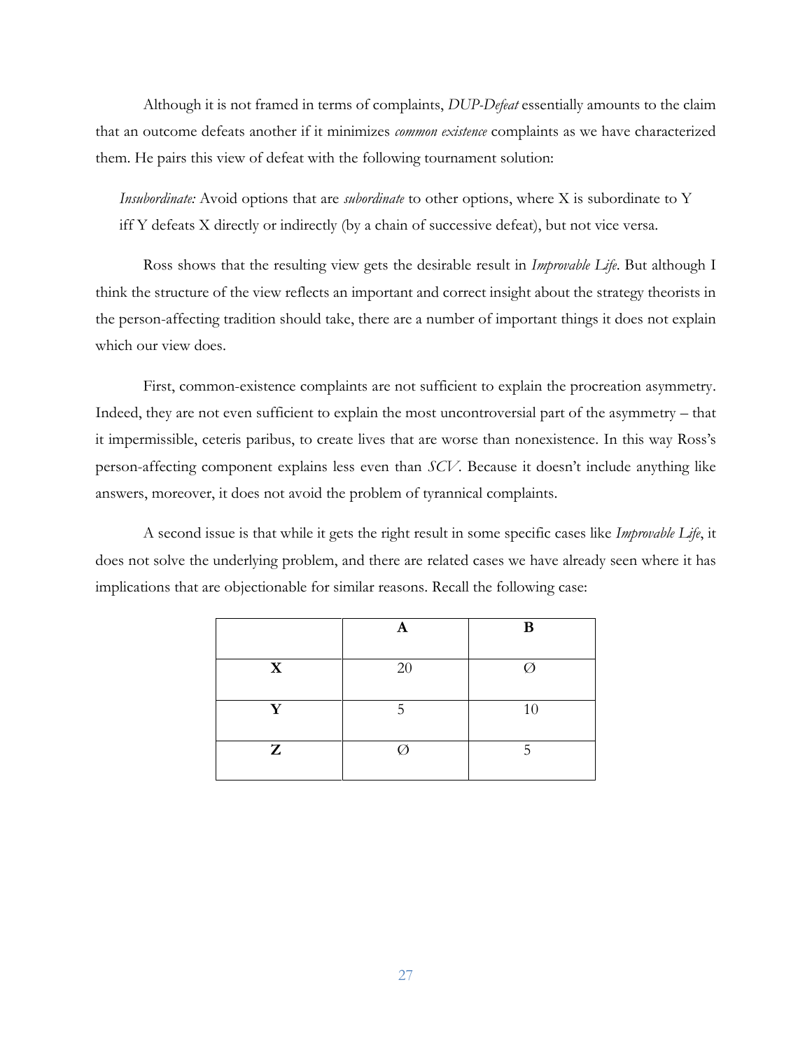Although it is not framed in terms of complaints, *DUP-Defeat* essentially amounts to the claim that an outcome defeats another if it minimizes *common existence* complaints as we have characterized them. He pairs this view of defeat with the following tournament solution:

> *Insubordinate:* Avoid options that are *subordinate* to other options, where X is subordinate to Y iff Y defeats X directly or indirectly (by a chain of successive defeat), but not vice versa.

Ross shows that the resulting view gets the desirable result in *Improvable Life*. But although I think the structure of the view reflects an important and correct insight about the strategy theorists in the person-affecting tradition should take, there are a number of important things it does not explain which our view does.

First, common-existence complaints are not sufficient to explain the procreation asymmetry. Indeed, they are not even sufficient to explain the most uncontroversial part of the asymmetry – that it impermissible, ceteris paribus, to create lives that are worse than nonexistence. In this way Ross's person-affecting component explains less even than *SCV*. Because it doesn't include anything like answers, moreover, it does not avoid the problem of tyrannical complaints.

A second issue is that while it gets the right result in some specific cases like *Improvable Life*, it does not solve the underlying problem, and there are related cases we have already seen where it has implications that are objectionable for similar reasons. Recall the following case:

| | **A** | **B** |
|---|---|---|
| **X** | 20 | Ø |
| **Y** | 5 | 10 |
| **Z** | Ø | 5 |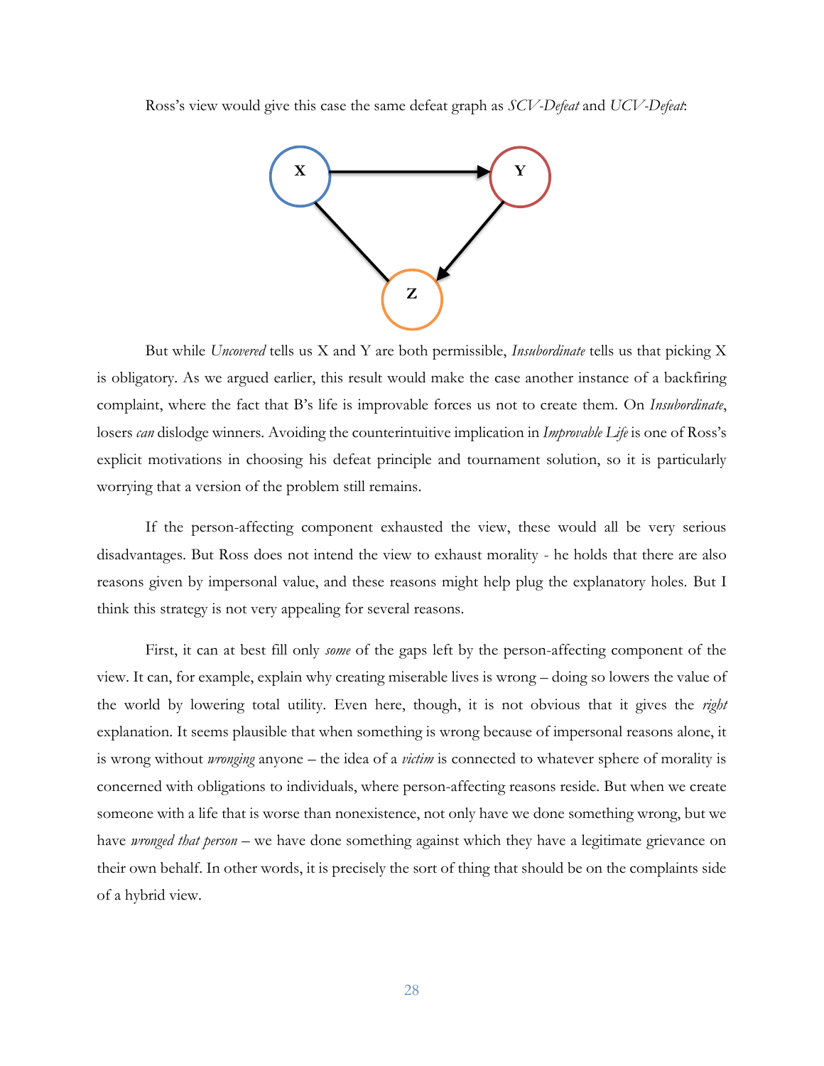Ross's view would give this case the same defeat graph as *SCV-Defeat* and *UCV-Defeat*:

But while *Uncovered* tells us X and Y are both permissible, *Insubordinate* tells us that picking X is obligatory. As we argued earlier, this result would make the case another instance of a backfiring complaint, where the fact that B's life is improvable forces us not to create them. On *Insubordinate*, losers *can* dislodge winners. Avoiding the counterintuitive implication in *Improvable Life* is one of Ross's explicit motivations in choosing his defeat principle and tournament solution, so it is particularly worrying that a version of the problem still remains.

If the person-affecting component exhausted the view, these would all be very serious disadvantages. But Ross does not intend the view to exhaust morality - he holds that there are also reasons given by impersonal value, and these reasons might help plug the explanatory holes. But I think this strategy is not very appealing for several reasons.

First, it can at best fill only *some* of the gaps left by the person-affecting component of the view. It can, for example, explain why creating miserable lives is wrong – doing so lowers the value of the world by lowering total utility. Even here, though, it is not obvious that it gives the *right* explanation. It seems plausible that when something is wrong because of impersonal reasons alone, it is wrong without *wronging* anyone – the idea of a *victim* is connected to whatever sphere of morality is concerned with obligations to individuals, where person-affecting reasons reside. But when we create someone with a life that is worse than nonexistence, not only have we done something wrong, but we have *wronged that person* – we have done something against which they have a legitimate grievance on their own behalf. In other words, it is precisely the sort of thing that should be on the complaints side of a hybrid view.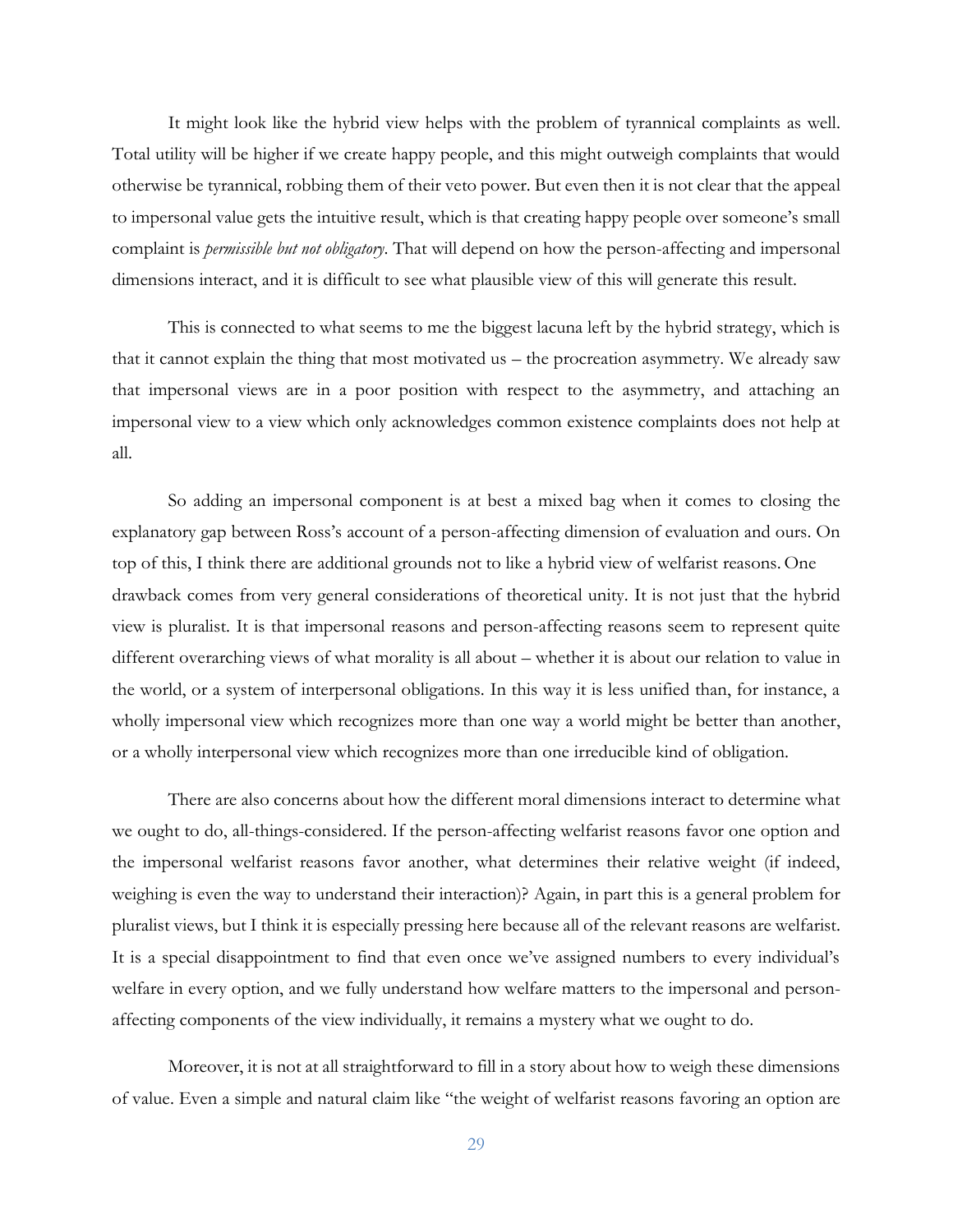It might look like the hybrid view helps with the problem of tyrannical complaints as well. Total utility will be higher if we create happy people, and this might outweigh complaints that would otherwise be tyrannical, robbing them of their veto power. But even then it is not clear that the appeal to impersonal value gets the intuitive result, which is that creating happy people over someone's small complaint is *permissible but not obligatory*. That will depend on how the person-affecting and impersonal dimensions interact, and it is difficult to see what plausible view of this will generate this result.

This is connected to what seems to me the biggest lacuna left by the hybrid strategy, which is that it cannot explain the thing that most motivated us – the procreation asymmetry. We already saw that impersonal views are in a poor position with respect to the asymmetry, and attaching an impersonal view to a view which only acknowledges common existence complaints does not help at all.

So adding an impersonal component is at best a mixed bag when it comes to closing the explanatory gap between Ross's account of a person-affecting dimension of evaluation and ours. On top of this, I think there are additional grounds not to like a hybrid view of welfarist reasons. One drawback comes from very general considerations of theoretical unity. It is not just that the hybrid view is pluralist. It is that impersonal reasons and person-affecting reasons seem to represent quite different overarching views of what morality is all about – whether it is about our relation to value in the world, or a system of interpersonal obligations. In this way it is less unified than, for instance, a wholly impersonal view which recognizes more than one way a world might be better than another, or a wholly interpersonal view which recognizes more than one irreducible kind of obligation.

There are also concerns about how the different moral dimensions interact to determine what we ought to do, all-things-considered. If the person-affecting welfarist reasons favor one option and the impersonal welfarist reasons favor another, what determines their relative weight (if indeed, weighing is even the way to understand their interaction)? Again, in part this is a general problem for pluralist views, but I think it is especially pressing here because all of the relevant reasons are welfarist. It is a special disappointment to find that even once we've assigned numbers to every individual's welfare in every option, and we fully understand how welfare matters to the impersonal and person-affecting components of the view individually, it remains a mystery what we ought to do.

Moreover, it is not at all straightforward to fill in a story about how to weigh these dimensions of value. Even a simple and natural claim like "the weight of welfarist reasons favoring an option are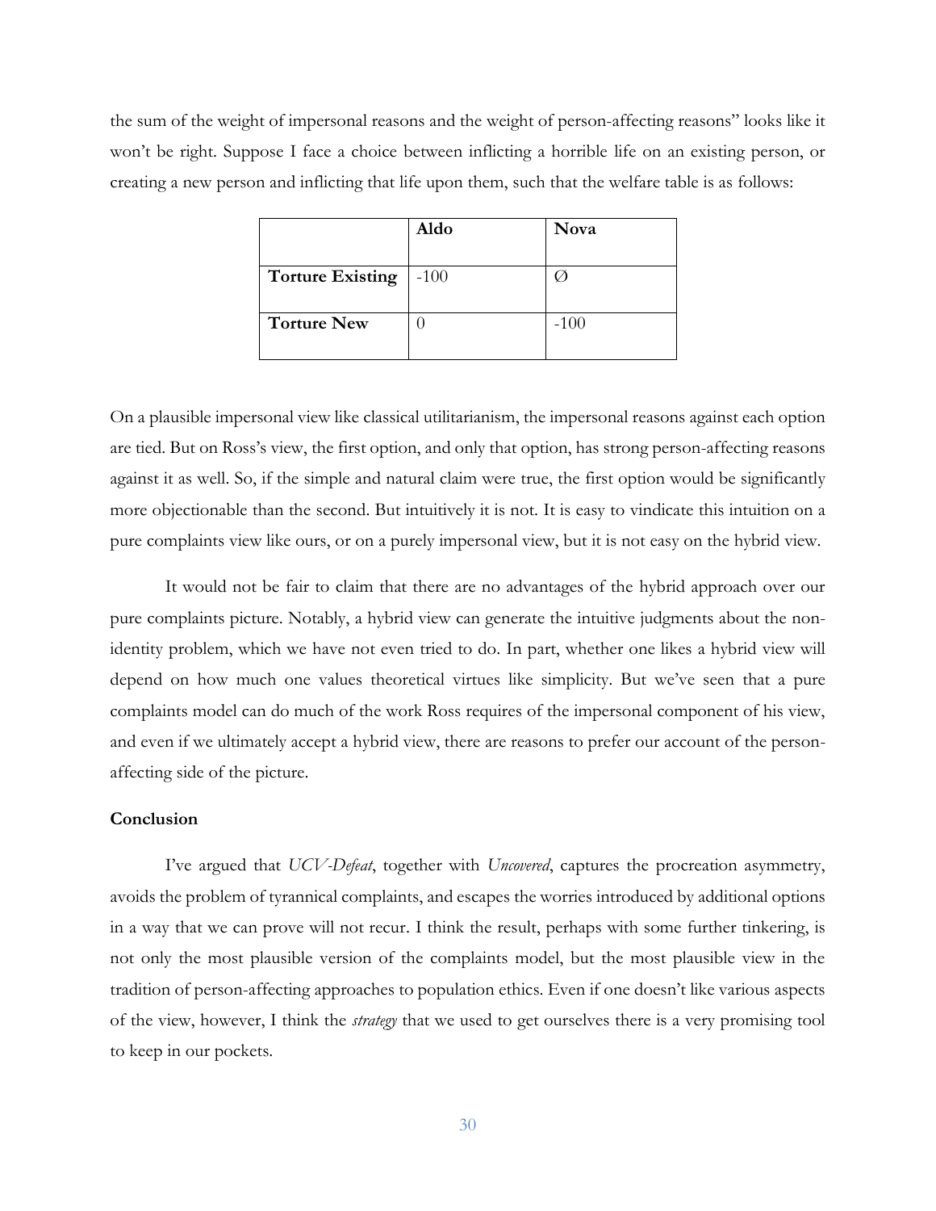the sum of the weight of impersonal reasons and the weight of person-affecting reasons" looks like it won't be right. Suppose I face a choice between inflicting a horrible life on an existing person, or creating a new person and inflicting that life upon them, such that the welfare table is as follows:

| | **Aldo** | **Nova** |
|---|---|---|
| **Torture Existing** | -100 | Ø |
| **Torture New** | 0 | -100 |

On a plausible impersonal view like classical utilitarianism, the impersonal reasons against each option are tied. But on Ross's view, the first option, and only that option, has strong person-affecting reasons against it as well. So, if the simple and natural claim were true, the first option would be significantly more objectionable than the second. But intuitively it is not. It is easy to vindicate this intuition on a pure complaints view like ours, or on a purely impersonal view, but it is not easy on the hybrid view.

It would not be fair to claim that there are no advantages of the hybrid approach over our pure complaints picture. Notably, a hybrid view can generate the intuitive judgments about the non-identity problem, which we have not even tried to do. In part, whether one likes a hybrid view will depend on how much one values theoretical virtues like simplicity. But we've seen that a pure complaints model can do much of the work Ross requires of the impersonal component of his view, and even if we ultimately accept a hybrid view, there are reasons to prefer our account of the person-affecting side of the picture.

### Conclusion

I've argued that *UCV-Defeat*, together with *Uncovered*, captures the procreation asymmetry, avoids the problem of tyrannical complaints, and escapes the worries introduced by additional options in a way that we can prove will not recur. I think the result, perhaps with some further tinkering, is not only the most plausible version of the complaints model, but the most plausible view in the tradition of person-affecting approaches to population ethics. Even if one doesn't like various aspects of the view, however, I think the *strategy* that we used to get ourselves there is a very promising tool to keep in our pockets.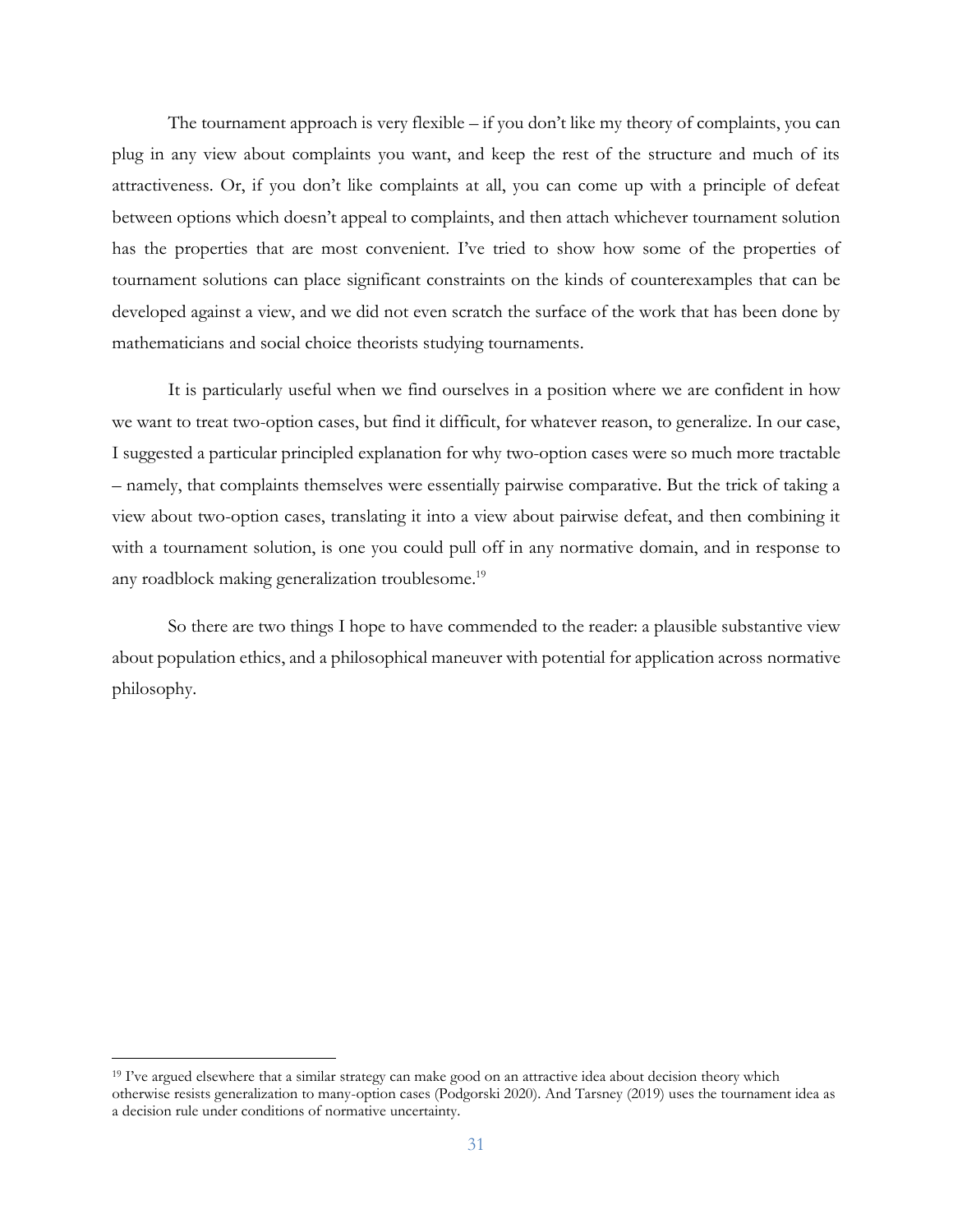The tournament approach is very flexible – if you don't like my theory of complaints, you can plug in any view about complaints you want, and keep the rest of the structure and much of its attractiveness. Or, if you don't like complaints at all, you can come up with a principle of defeat between options which doesn't appeal to complaints, and then attach whichever tournament solution has the properties that are most convenient. I've tried to show how some of the properties of tournament solutions can place significant constraints on the kinds of counterexamples that can be developed against a view, and we did not even scratch the surface of the work that has been done by mathematicians and social choice theorists studying tournaments.

It is particularly useful when we find ourselves in a position where we are confident in how we want to treat two-option cases, but find it difficult, for whatever reason, to generalize. In our case, I suggested a particular principled explanation for why two-option cases were so much more tractable – namely, that complaints themselves were essentially pairwise comparative. But the trick of taking a view about two-option cases, translating it into a view about pairwise defeat, and then combining it with a tournament solution, is one you could pull off in any normative domain, and in response to any roadblock making generalization troublesome.[19]

So there are two things I hope to have commended to the reader: a plausible substantive view about population ethics, and a philosophical maneuver with potential for application across normative philosophy.

---

[19] I've argued elsewhere that a similar strategy can make good on an attractive idea about decision theory which otherwise resists generalization to many-option cases (Podgorski 2020). And Tarsney (2019) uses the tournament idea as a decision rule under conditions of normative uncertainty.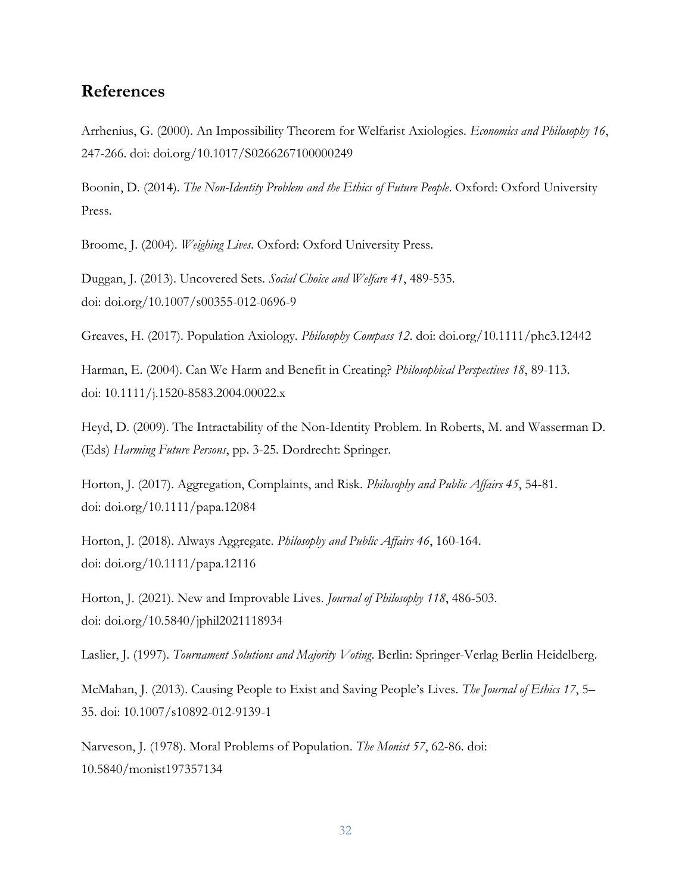## References

Arrhenius, G. (2000). An Impossibility Theorem for Welfarist Axiologies. *Economics and Philosophy 16*, 247-266. doi: doi.org/10.1017/S0266267100000249

Boonin, D. (2014). *The Non-Identity Problem and the Ethics of Future People*. Oxford: Oxford University Press.

Broome, J. (2004). *Weighing Lives*. Oxford: Oxford University Press.

Duggan, J. (2013). Uncovered Sets. *Social Choice and Welfare 41*, 489-535. doi: doi.org/10.1007/s00355-012-0696-9

Greaves, H. (2017). Population Axiology. *Philosophy Compass 12*. doi: doi.org/10.1111/phc3.12442

Harman, E. (2004). Can We Harm and Benefit in Creating? *Philosophical Perspectives 18*, 89-113. doi: 10.1111/j.1520-8583.2004.00022.x

Heyd, D. (2009). The Intractability of the Non-Identity Problem. In Roberts, M. and Wasserman D. (Eds) *Harming Future Persons*, pp. 3-25. Dordrecht: Springer.

Horton, J. (2017). Aggregation, Complaints, and Risk. *Philosophy and Public Affairs 45*, 54-81. doi: doi.org/10.1111/papa.12084

Horton, J. (2018). Always Aggregate. *Philosophy and Public Affairs 46*, 160-164. doi: doi.org/10.1111/papa.12116

Horton, J. (2021). New and Improvable Lives. *Journal of Philosophy 118*, 486-503. doi: doi.org/10.5840/jphil2021118934

Laslier, J. (1997). *Tournament Solutions and Majority Voting*. Berlin: Springer-Verlag Berlin Heidelberg.

McMahan, J. (2013). Causing People to Exist and Saving People's Lives. *The Journal of Ethics 17*, 5–35. doi: 10.1007/s10892-012-9139-1

Narveson, J. (1978). Moral Problems of Population. *The Monist 57*, 62-86. doi: 10.5840/monist197357134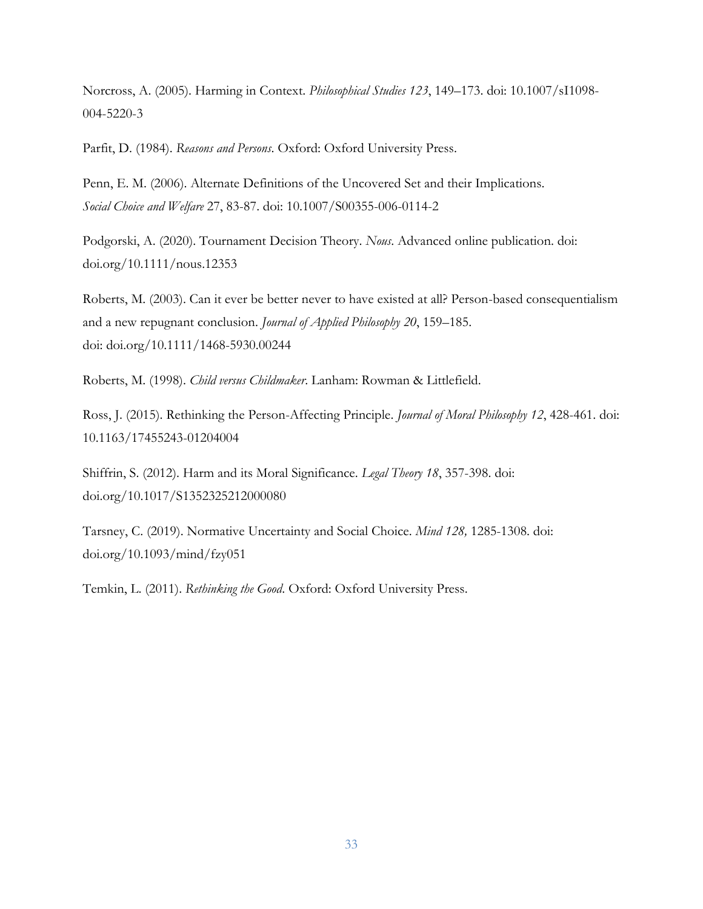Norcross, A. (2005). Harming in Context. *Philosophical Studies 123*, 149–173. doi: 10.1007/sI1098-004-5220-3

Parfit, D. (1984). *Reasons and Persons*. Oxford: Oxford University Press.

Penn, E. M. (2006). Alternate Definitions of the Uncovered Set and their Implications. *Social Choice and Welfare* 27, 83-87. doi: 10.1007/S00355-006-0114-2

Podgorski, A. (2020). Tournament Decision Theory. *Nous.* Advanced online publication. doi: doi.org/10.1111/nous.12353

Roberts, M. (2003). Can it ever be better never to have existed at all? Person-based consequentialism and a new repugnant conclusion. *Journal of Applied Philosophy 20*, 159–185. doi: doi.org/10.1111/1468-5930.00244

Roberts, M. (1998). *Child versus Childmaker*. Lanham: Rowman & Littlefield.

Ross, J. (2015). Rethinking the Person-Affecting Principle. *Journal of Moral Philosophy 12*, 428-461. doi: 10.1163/17455243-01204004

Shiffrin, S. (2012). Harm and its Moral Significance. *Legal Theory 18*, 357-398. doi: doi.org/10.1017/S1352325212000080

Tarsney, C. (2019). Normative Uncertainty and Social Choice. *Mind 128,* 1285-1308. doi: doi.org/10.1093/mind/fzy051

Temkin, L. (2011). *Rethinking the Good*. Oxford: Oxford University Press.